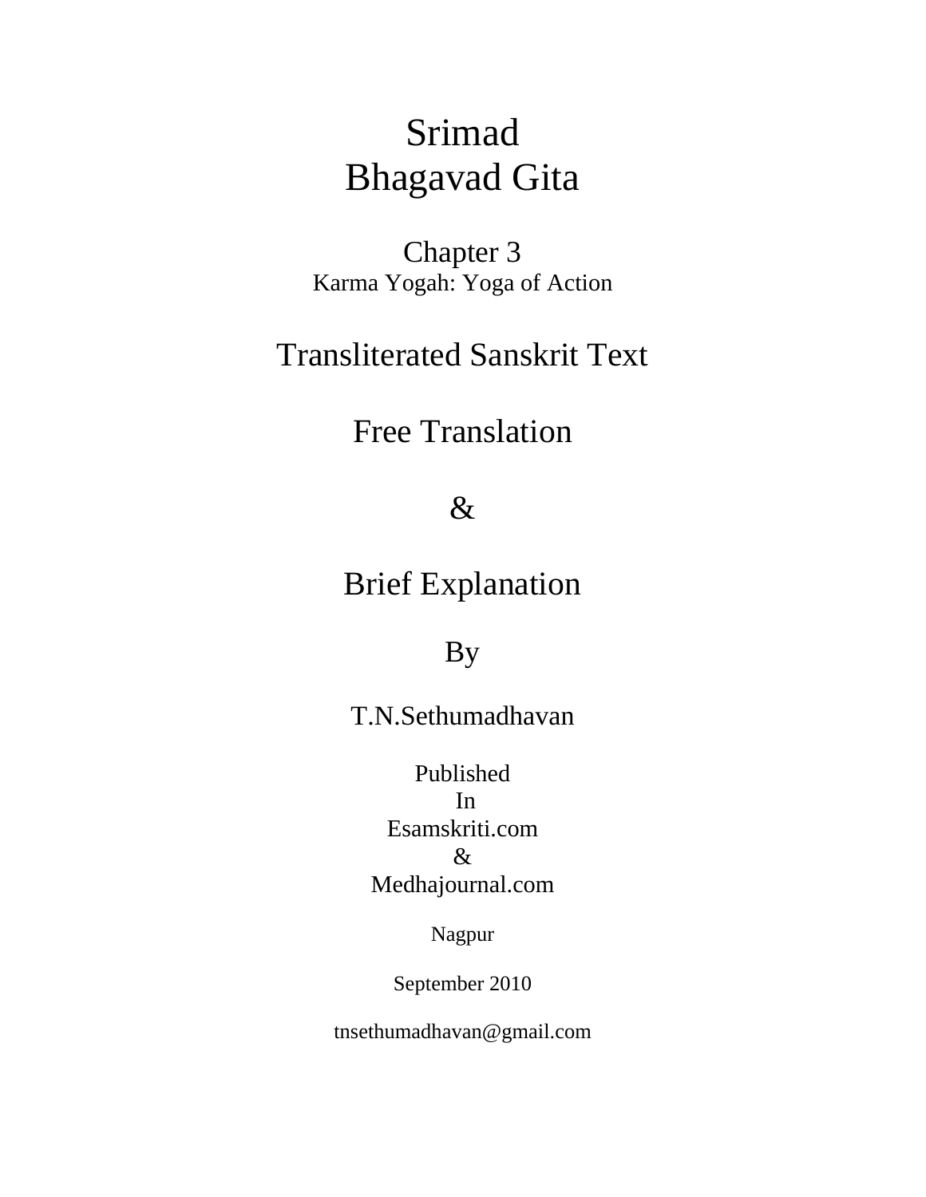# Srimad Bhagavad Gita

## Chapter 3

Karma Yogah: Yoga of Action

## Transliterated Sanskrit Text

## Free Translation

## &

## Brief Explanation

By

T.N.Sethumadhavan

Published
In
Esamskriti.com
&
Medhajournal.com

Nagpur

September 2010

tnsethumadhavan@gmail.com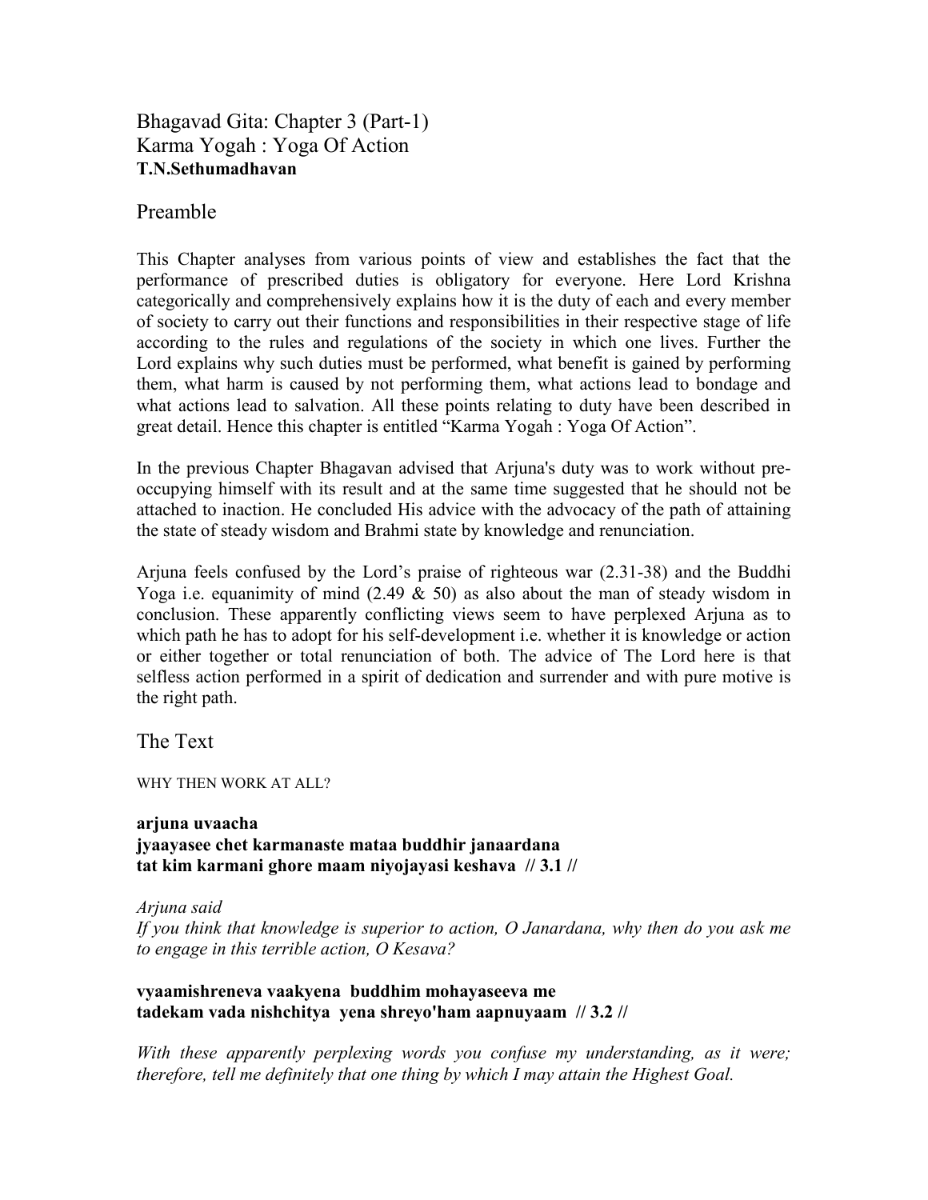# Bhagavad Gita: Chapter 3 (Part-1)
# Karma Yogah : Yoga Of Action
**T.N.Sethumadhavan**

## Preamble

This Chapter analyses from various points of view and establishes the fact that the performance of prescribed duties is obligatory for everyone. Here Lord Krishna categorically and comprehensively explains how it is the duty of each and every member of society to carry out their functions and responsibilities in their respective stage of life according to the rules and regulations of the society in which one lives. Further the Lord explains why such duties must be performed, what benefit is gained by performing them, what harm is caused by not performing them, what actions lead to bondage and what actions lead to salvation. All these points relating to duty have been described in great detail. Hence this chapter is entitled "Karma Yogah : Yoga Of Action".

In the previous Chapter Bhagavan advised that Arjuna's duty was to work without pre-occupying himself with its result and at the same time suggested that he should not be attached to inaction. He concluded His advice with the advocacy of the path of attaining the state of steady wisdom and Brahmi state by knowledge and renunciation.

Arjuna feels confused by the Lord's praise of righteous war (2.31-38) and the Buddhi Yoga i.e. equanimity of mind (2.49 & 50) as also about the man of steady wisdom in conclusion. These apparently conflicting views seem to have perplexed Arjuna as to which path he has to adopt for his self-development i.e. whether it is knowledge or action or either together or total renunciation of both. The advice of The Lord here is that selfless action performed in a spirit of dedication and surrender and with pure motive is the right path.

## The Text

WHY THEN WORK AT ALL?

**arjuna uvaacha**
**jyaayasee chet karmanaste mataa buddhir janaardana**
**tat kim karmani ghore maam niyojayasi keshava // 3.1 //**

*Arjuna said*
*If you think that knowledge is superior to action, O Janardana, why then do you ask me to engage in this terrible action, O Kesava?*

**vyaamishreneva vaakyena buddhim mohayaseeva me**
**tadekam vada nishchitya yena shreyo'ham aapnuyaam // 3.2 //**

*With these apparently perplexing words you confuse my understanding, as it were; therefore, tell me definitely that one thing by which I may attain the Highest Goal.*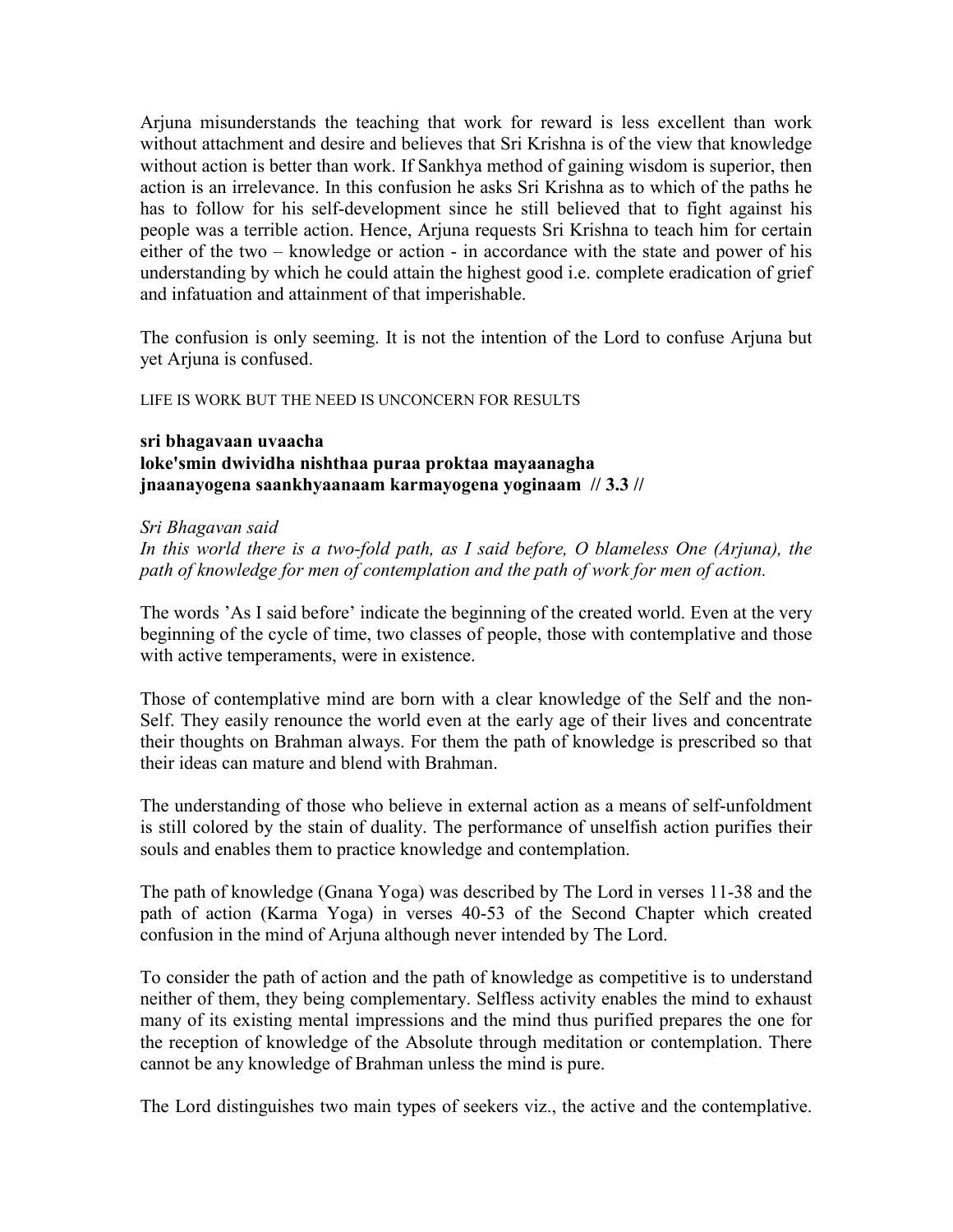Arjuna misunderstands the teaching that work for reward is less excellent than work without attachment and desire and believes that Sri Krishna is of the view that knowledge without action is better than work. If Sankhya method of gaining wisdom is superior, then action is an irrelevance. In this confusion he asks Sri Krishna as to which of the paths he has to follow for his self-development since he still believed that to fight against his people was a terrible action. Hence, Arjuna requests Sri Krishna to teach him for certain either of the two – knowledge or action - in accordance with the state and power of his understanding by which he could attain the highest good i.e. complete eradication of grief and infatuation and attainment of that imperishable.

The confusion is only seeming. It is not the intention of the Lord to confuse Arjuna but yet Arjuna is confused.

LIFE IS WORK BUT THE NEED IS UNCONCERN FOR RESULTS

**sri bhagavaan uvaacha**
**loke'smin dwividha nishthaa puraa proktaa mayaanagha**
**jnaanayogena saankhyaanaam karmayogena yoginaam // 3.3 //**

*Sri Bhagavan said*
*In this world there is a two-fold path, as I said before, O blameless One (Arjuna), the path of knowledge for men of contemplation and the path of work for men of action.*

The words 'As I said before' indicate the beginning of the created world. Even at the very beginning of the cycle of time, two classes of people, those with contemplative and those with active temperaments, were in existence.

Those of contemplative mind are born with a clear knowledge of the Self and the non-Self. They easily renounce the world even at the early age of their lives and concentrate their thoughts on Brahman always. For them the path of knowledge is prescribed so that their ideas can mature and blend with Brahman.

The understanding of those who believe in external action as a means of self-unfoldment is still colored by the stain of duality. The performance of unselfish action purifies their souls and enables them to practice knowledge and contemplation.

The path of knowledge (Gnana Yoga) was described by The Lord in verses 11-38 and the path of action (Karma Yoga) in verses 40-53 of the Second Chapter which created confusion in the mind of Arjuna although never intended by The Lord.

To consider the path of action and the path of knowledge as competitive is to understand neither of them, they being complementary. Selfless activity enables the mind to exhaust many of its existing mental impressions and the mind thus purified prepares the one for the reception of knowledge of the Absolute through meditation or contemplation. There cannot be any knowledge of Brahman unless the mind is pure.

The Lord distinguishes two main types of seekers viz., the active and the contemplative.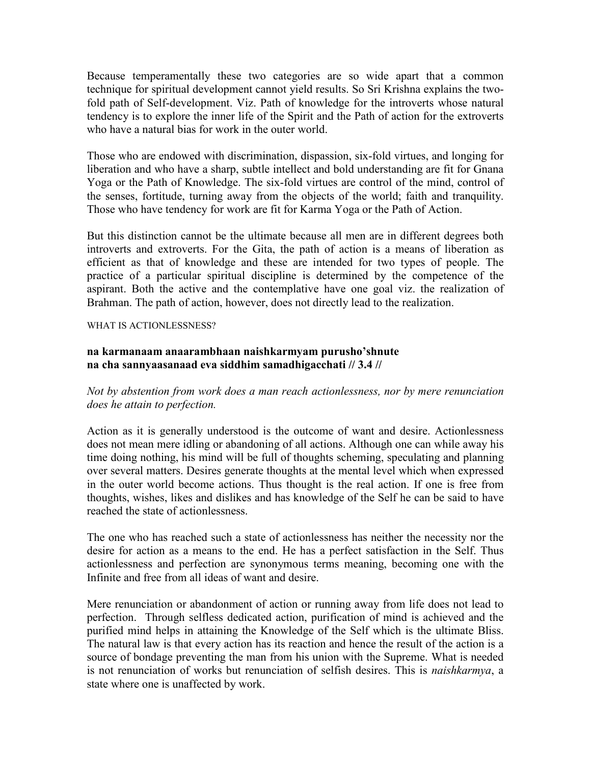Because temperamentally these two categories are so wide apart that a common technique for spiritual development cannot yield results. So Sri Krishna explains the two-fold path of Self-development. Viz. Path of knowledge for the introverts whose natural tendency is to explore the inner life of the Spirit and the Path of action for the extroverts who have a natural bias for work in the outer world.

Those who are endowed with discrimination, dispassion, six-fold virtues, and longing for liberation and who have a sharp, subtle intellect and bold understanding are fit for Gnana Yoga or the Path of Knowledge. The six-fold virtues are control of the mind, control of the senses, fortitude, turning away from the objects of the world; faith and tranquility. Those who have tendency for work are fit for Karma Yoga or the Path of Action.

But this distinction cannot be the ultimate because all men are in different degrees both introverts and extroverts. For the Gita, the path of action is a means of liberation as efficient as that of knowledge and these are intended for two types of people. The practice of a particular spiritual discipline is determined by the competence of the aspirant. Both the active and the contemplative have one goal viz. the realization of Brahman. The path of action, however, does not directly lead to the realization.

WHAT IS ACTIONLESSNESS?

**na karmanaam anaarambhaan naishkarmyam purusho'shnute**
**na cha sannyaasanaad eva siddhim samadhigacchati // 3.4 //**

*Not by abstention from work does a man reach actionlessness, nor by mere renunciation does he attain to perfection.*

Action as it is generally understood is the outcome of want and desire. Actionlessness does not mean mere idling or abandoning of all actions. Although one can while away his time doing nothing, his mind will be full of thoughts scheming, speculating and planning over several matters. Desires generate thoughts at the mental level which when expressed in the outer world become actions. Thus thought is the real action. If one is free from thoughts, wishes, likes and dislikes and has knowledge of the Self he can be said to have reached the state of actionlessness.

The one who has reached such a state of actionlessness has neither the necessity nor the desire for action as a means to the end. He has a perfect satisfaction in the Self. Thus actionlessness and perfection are synonymous terms meaning, becoming one with the Infinite and free from all ideas of want and desire.

Mere renunciation or abandonment of action or running away from life does not lead to perfection. Through selfless dedicated action, purification of mind is achieved and the purified mind helps in attaining the Knowledge of the Self which is the ultimate Bliss. The natural law is that every action has its reaction and hence the result of the action is a source of bondage preventing the man from his union with the Supreme. What is needed is not renunciation of works but renunciation of selfish desires. This is *naishkarmya*, a state where one is unaffected by work.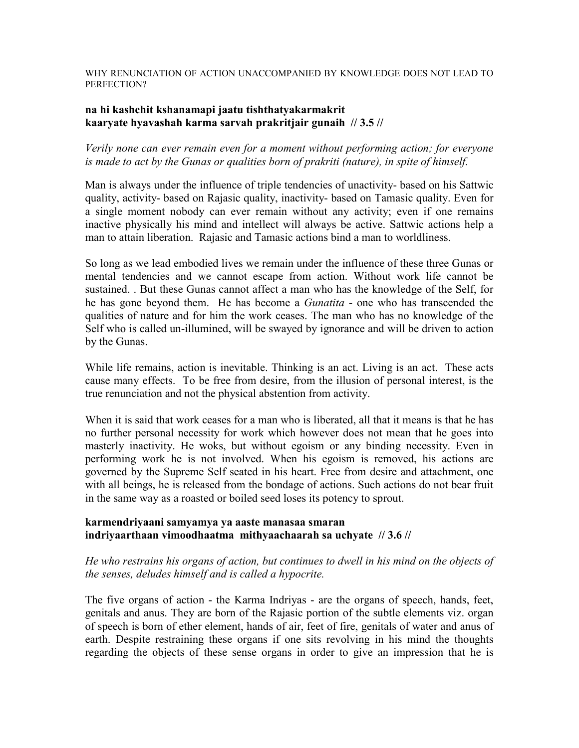WHY RENUNCIATION OF ACTION UNACCOMPANIED BY KNOWLEDGE DOES NOT LEAD TO PERFECTION?

**na hi kashchit kshanamapi jaatu tishthatyakarmakrit**
**kaaryate hyavashah karma sarvah prakritjair gunaih // 3.5 //**

*Verily none can ever remain even for a moment without performing action; for everyone is made to act by the Gunas or qualities born of prakriti (nature), in spite of himself.*

Man is always under the influence of triple tendencies of unactivity- based on his Sattwic quality, activity- based on Rajasic quality, inactivity- based on Tamasic quality. Even for a single moment nobody can ever remain without any activity; even if one remains inactive physically his mind and intellect will always be active. Sattwic actions help a man to attain liberation. Rajasic and Tamasic actions bind a man to worldliness.

So long as we lead embodied lives we remain under the influence of these three Gunas or mental tendencies and we cannot escape from action. Without work life cannot be sustained. . But these Gunas cannot affect a man who has the knowledge of the Self, for he has gone beyond them. He has become a *Gunatita* - one who has transcended the qualities of nature and for him the work ceases. The man who has no knowledge of the Self who is called un-illumined, will be swayed by ignorance and will be driven to action by the Gunas.

While life remains, action is inevitable. Thinking is an act. Living is an act. These acts cause many effects. To be free from desire, from the illusion of personal interest, is the true renunciation and not the physical abstention from activity.

When it is said that work ceases for a man who is liberated, all that it means is that he has no further personal necessity for work which however does not mean that he goes into masterly inactivity. He woks, but without egoism or any binding necessity. Even in performing work he is not involved. When his egoism is removed, his actions are governed by the Supreme Self seated in his heart. Free from desire and attachment, one with all beings, he is released from the bondage of actions. Such actions do not bear fruit in the same way as a roasted or boiled seed loses its potency to sprout.

**karmendriyaani samyamya ya aaste manasaa smaran**
**indriyaarthaan vimoodhaatma mithyaachaarah sa uchyate // 3.6 //**

*He who restrains his organs of action, but continues to dwell in his mind on the objects of the senses, deludes himself and is called a hypocrite.*

The five organs of action - the Karma Indriyas - are the organs of speech, hands, feet, genitals and anus. They are born of the Rajasic portion of the subtle elements viz. organ of speech is born of ether element, hands of air, feet of fire, genitals of water and anus of earth. Despite restraining these organs if one sits revolving in his mind the thoughts regarding the objects of these sense organs in order to give an impression that he is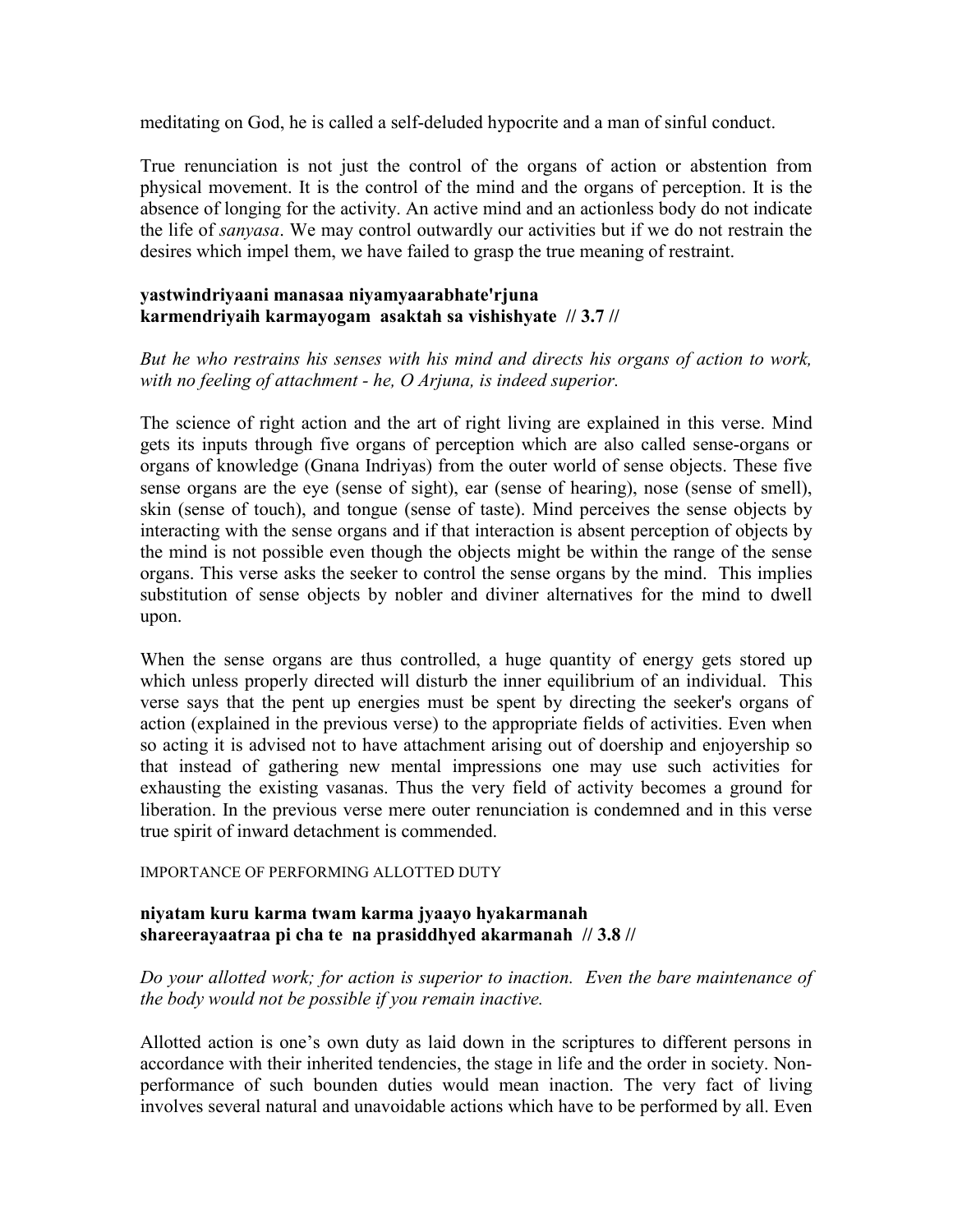meditating on God, he is called a self-deluded hypocrite and a man of sinful conduct.

True renunciation is not just the control of the organs of action or abstention from physical movement. It is the control of the mind and the organs of perception. It is the absence of longing for the activity. An active mind and an actionless body do not indicate the life of *sanyasa*. We may control outwardly our activities but if we do not restrain the desires which impel them, we have failed to grasp the true meaning of restraint.

**yastwindriyaani manasaa niyamyaarabhate'rjuna**
**karmendriyaih karmayogam asaktah sa vishishyate // 3.7 //**

*But he who restrains his senses with his mind and directs his organs of action to work, with no feeling of attachment - he, O Arjuna, is indeed superior.*

The science of right action and the art of right living are explained in this verse. Mind gets its inputs through five organs of perception which are also called sense-organs or organs of knowledge (Gnana Indriyas) from the outer world of sense objects. These five sense organs are the eye (sense of sight), ear (sense of hearing), nose (sense of smell), skin (sense of touch), and tongue (sense of taste). Mind perceives the sense objects by interacting with the sense organs and if that interaction is absent perception of objects by the mind is not possible even though the objects might be within the range of the sense organs. This verse asks the seeker to control the sense organs by the mind. This implies substitution of sense objects by nobler and diviner alternatives for the mind to dwell upon.

When the sense organs are thus controlled, a huge quantity of energy gets stored up which unless properly directed will disturb the inner equilibrium of an individual. This verse says that the pent up energies must be spent by directing the seeker's organs of action (explained in the previous verse) to the appropriate fields of activities. Even when so acting it is advised not to have attachment arising out of doership and enjoyership so that instead of gathering new mental impressions one may use such activities for exhausting the existing vasanas. Thus the very field of activity becomes a ground for liberation. In the previous verse mere outer renunciation is condemned and in this verse true spirit of inward detachment is commended.

IMPORTANCE OF PERFORMING ALLOTTED DUTY

**niyatam kuru karma twam karma jyaayo hyakarmanah**
**shareerayaatraa pi cha te na prasiddhyed akarmanah // 3.8 //**

*Do your allotted work; for action is superior to inaction. Even the bare maintenance of the body would not be possible if you remain inactive.*

Allotted action is one's own duty as laid down in the scriptures to different persons in accordance with their inherited tendencies, the stage in life and the order in society. Non-performance of such bounden duties would mean inaction. The very fact of living involves several natural and unavoidable actions which have to be performed by all. Even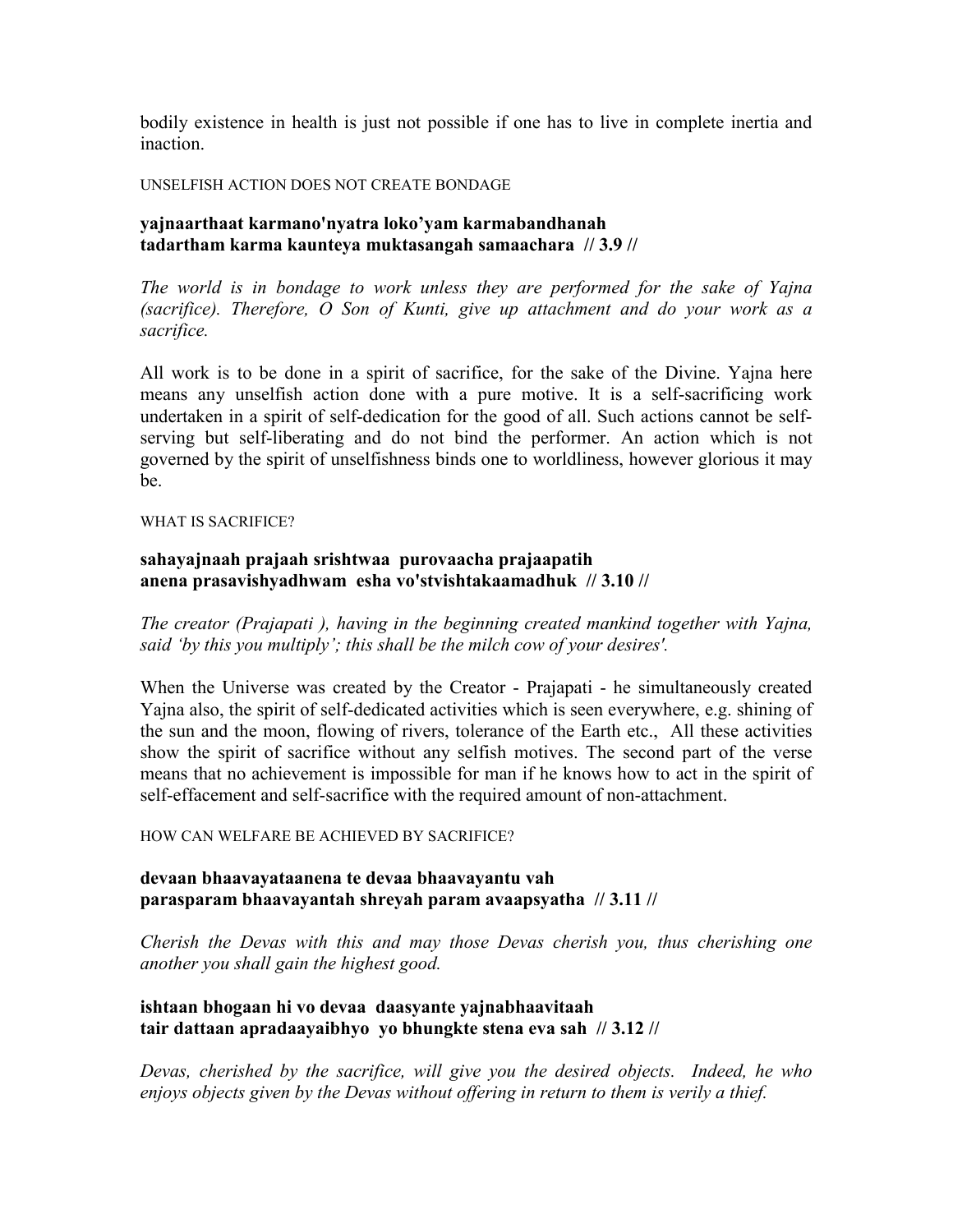bodily existence in health is just not possible if one has to live in complete inertia and inaction.

UNSELFISH ACTION DOES NOT CREATE BONDAGE

**yajnaarthaat karmano'nyatra loko'yam karmabandhanah**
**tadartham karma kaunteya muktasangah samaachara // 3.9 //**

*The world is in bondage to work unless they are performed for the sake of Yajna (sacrifice). Therefore, O Son of Kunti, give up attachment and do your work as a sacrifice.*

All work is to be done in a spirit of sacrifice, for the sake of the Divine. Yajna here means any unselfish action done with a pure motive. It is a self-sacrificing work undertaken in a spirit of self-dedication for the good of all. Such actions cannot be self-serving but self-liberating and do not bind the performer. An action which is not governed by the spirit of unselfishness binds one to worldliness, however glorious it may be.

WHAT IS SACRIFICE?

**sahayajnaah prajaah srishtwaa purovaacha prajaapatih**
**anena prasavishyadhwam esha vo'stvishtakaamadhuk // 3.10 //**

*The creator (Prajapati ), having in the beginning created mankind together with Yajna, said 'by this you multiply'; this shall be the milch cow of your desires'.*

When the Universe was created by the Creator - Prajapati - he simultaneously created Yajna also, the spirit of self-dedicated activities which is seen everywhere, e.g. shining of the sun and the moon, flowing of rivers, tolerance of the Earth etc., All these activities show the spirit of sacrifice without any selfish motives. The second part of the verse means that no achievement is impossible for man if he knows how to act in the spirit of self-effacement and self-sacrifice with the required amount of non-attachment.

HOW CAN WELFARE BE ACHIEVED BY SACRIFICE?

**devaan bhaavayataanena te devaa bhaavayantu vah**
**parasparam bhaavayantah shreyah param avaapsyatha // 3.11 //**

*Cherish the Devas with this and may those Devas cherish you, thus cherishing one another you shall gain the highest good.*

**ishtaan bhogaan hi vo devaa daasyante yajnabhaavitaah**
**tair dattaan apradaayaibhyo yo bhungkte stena eva sah // 3.12 //**

*Devas, cherished by the sacrifice, will give you the desired objects. Indeed, he who enjoys objects given by the Devas without offering in return to them is verily a thief.*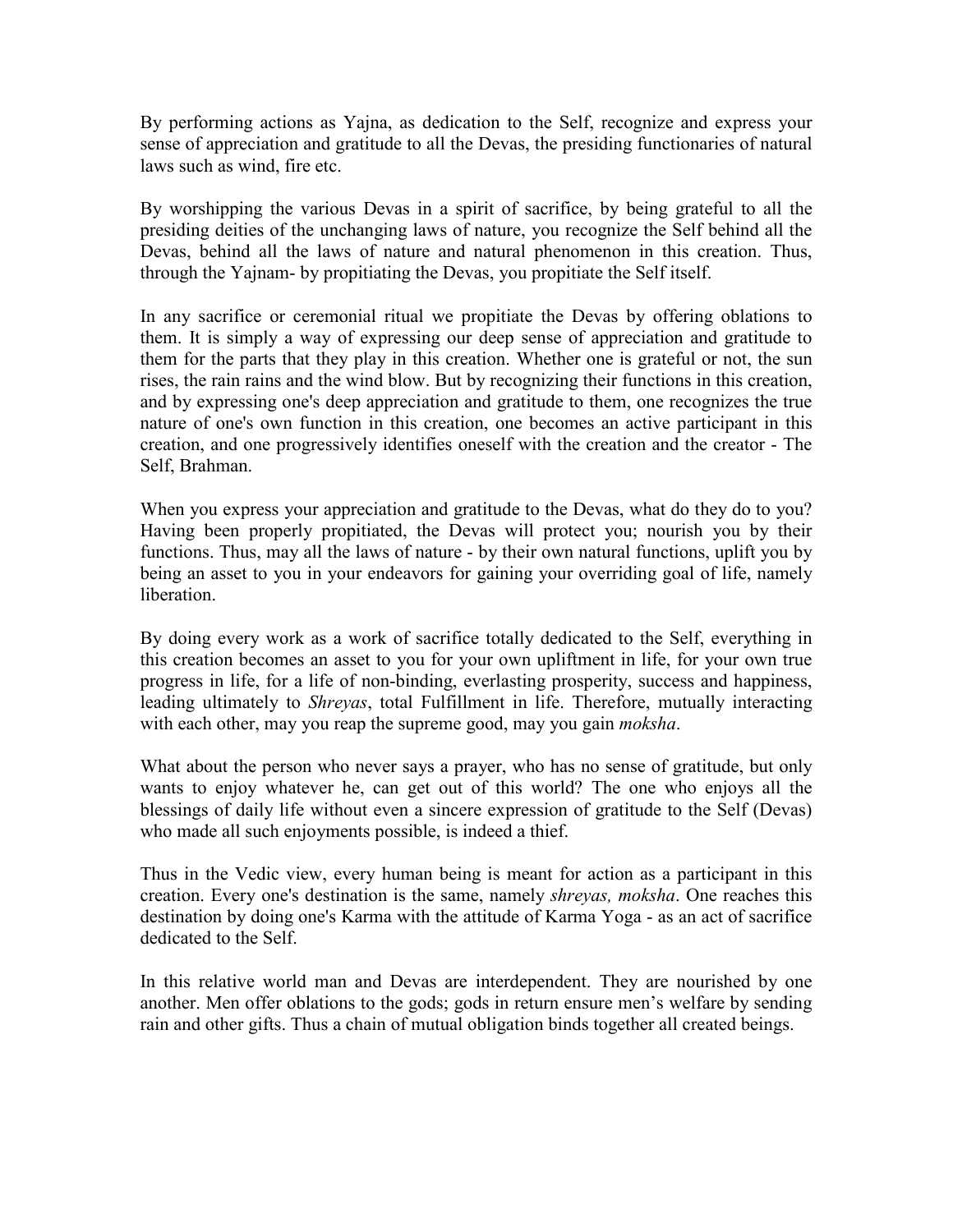By performing actions as Yajna, as dedication to the Self, recognize and express your sense of appreciation and gratitude to all the Devas, the presiding functionaries of natural laws such as wind, fire etc.

By worshipping the various Devas in a spirit of sacrifice, by being grateful to all the presiding deities of the unchanging laws of nature, you recognize the Self behind all the Devas, behind all the laws of nature and natural phenomenon in this creation. Thus, through the Yajnam- by propitiating the Devas, you propitiate the Self itself.

In any sacrifice or ceremonial ritual we propitiate the Devas by offering oblations to them. It is simply a way of expressing our deep sense of appreciation and gratitude to them for the parts that they play in this creation. Whether one is grateful or not, the sun rises, the rain rains and the wind blow. But by recognizing their functions in this creation, and by expressing one's deep appreciation and gratitude to them, one recognizes the true nature of one's own function in this creation, one becomes an active participant in this creation, and one progressively identifies oneself with the creation and the creator - The Self, Brahman.

When you express your appreciation and gratitude to the Devas, what do they do to you? Having been properly propitiated, the Devas will protect you; nourish you by their functions. Thus, may all the laws of nature - by their own natural functions, uplift you by being an asset to you in your endeavors for gaining your overriding goal of life, namely liberation.

By doing every work as a work of sacrifice totally dedicated to the Self, everything in this creation becomes an asset to you for your own upliftment in life, for your own true progress in life, for a life of non-binding, everlasting prosperity, success and happiness, leading ultimately to *Shreyas*, total Fulfillment in life. Therefore, mutually interacting with each other, may you reap the supreme good, may you gain *moksha*.

What about the person who never says a prayer, who has no sense of gratitude, but only wants to enjoy whatever he, can get out of this world? The one who enjoys all the blessings of daily life without even a sincere expression of gratitude to the Self (Devas) who made all such enjoyments possible, is indeed a thief.

Thus in the Vedic view, every human being is meant for action as a participant in this creation. Every one's destination is the same, namely *shreyas, moksha*. One reaches this destination by doing one's Karma with the attitude of Karma Yoga - as an act of sacrifice dedicated to the Self.

In this relative world man and Devas are interdependent. They are nourished by one another. Men offer oblations to the gods; gods in return ensure men's welfare by sending rain and other gifts. Thus a chain of mutual obligation binds together all created beings.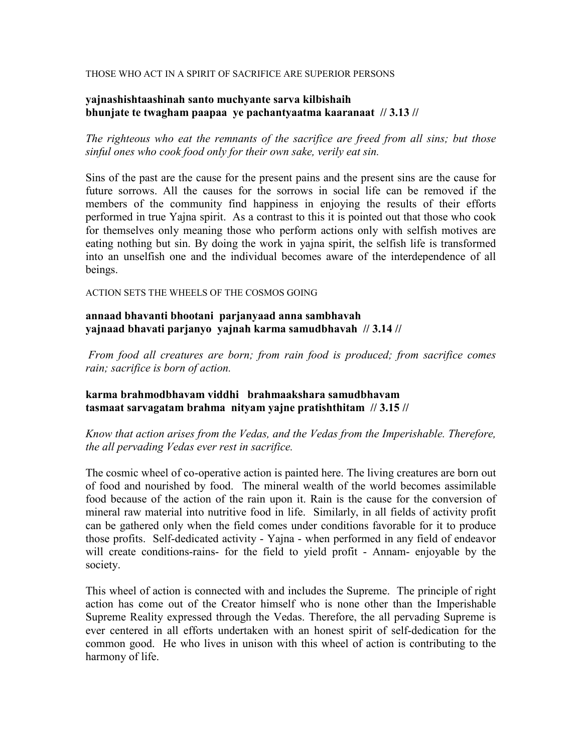THOSE WHO ACT IN A SPIRIT OF SACRIFICE ARE SUPERIOR PERSONS

**yajnashishtaashinah santo muchyante sarva kilbishaih**
**bhunjate te twagham paapaa ye pachantyaatma kaaranaat // 3.13 //**

*The righteous who eat the remnants of the sacrifice are freed from all sins; but those sinful ones who cook food only for their own sake, verily eat sin.*

Sins of the past are the cause for the present pains and the present sins are the cause for future sorrows. All the causes for the sorrows in social life can be removed if the members of the community find happiness in enjoying the results of their efforts performed in true Yajna spirit. As a contrast to this it is pointed out that those who cook for themselves only meaning those who perform actions only with selfish motives are eating nothing but sin. By doing the work in yajna spirit, the selfish life is transformed into an unselfish one and the individual becomes aware of the interdependence of all beings.

ACTION SETS THE WHEELS OF THE COSMOS GOING

**annaad bhavanti bhootani parjanyaad anna sambhavah**
**yajnaad bhavati parjanyo yajnah karma samudbhavah // 3.14 //**

*From food all creatures are born; from rain food is produced; from sacrifice comes rain; sacrifice is born of action.*

**karma brahmodbhavam viddhi brahmaakshara samudbhavam**
**tasmaat sarvagatam brahma nityam yajne pratishthitam // 3.15 //**

*Know that action arises from the Vedas, and the Vedas from the Imperishable. Therefore, the all pervading Vedas ever rest in sacrifice.*

The cosmic wheel of co-operative action is painted here. The living creatures are born out of food and nourished by food. The mineral wealth of the world becomes assimilable food because of the action of the rain upon it. Rain is the cause for the conversion of mineral raw material into nutritive food in life. Similarly, in all fields of activity profit can be gathered only when the field comes under conditions favorable for it to produce those profits. Self-dedicated activity - Yajna - when performed in any field of endeavor will create conditions-rains- for the field to yield profit - Annam- enjoyable by the society.

This wheel of action is connected with and includes the Supreme. The principle of right action has come out of the Creator himself who is none other than the Imperishable Supreme Reality expressed through the Vedas. Therefore, the all pervading Supreme is ever centered in all efforts undertaken with an honest spirit of self-dedication for the common good. He who lives in unison with this wheel of action is contributing to the harmony of life.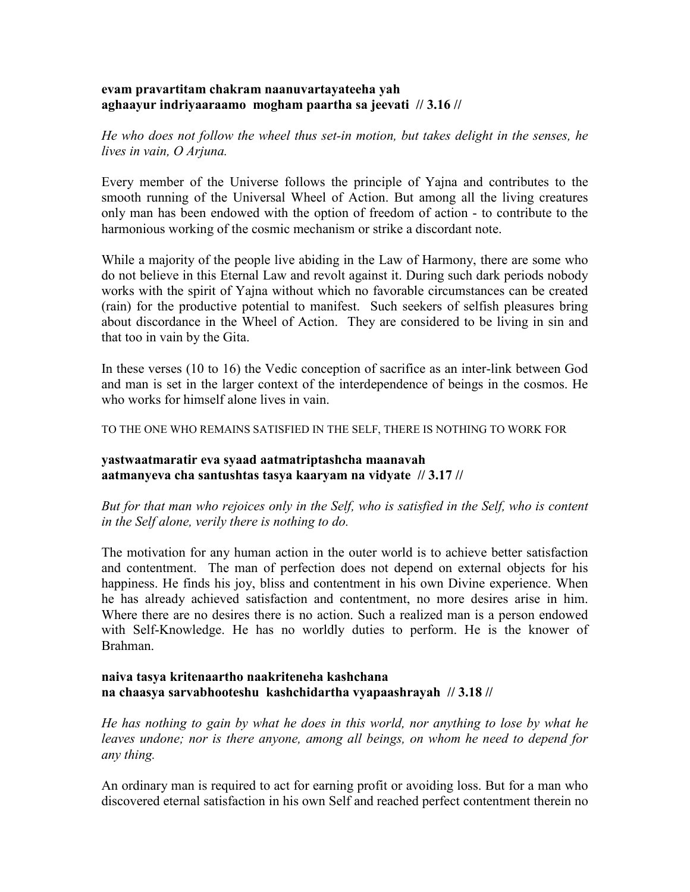**evam pravartitam chakram naanuvartayateeha yah**
**aghaayur indriyaaraamo mogham paartha sa jeevati // 3.16 //**

*He who does not follow the wheel thus set-in motion, but takes delight in the senses, he lives in vain, O Arjuna.*

Every member of the Universe follows the principle of Yajna and contributes to the smooth running of the Universal Wheel of Action. But among all the living creatures only man has been endowed with the option of freedom of action - to contribute to the harmonious working of the cosmic mechanism or strike a discordant note.

While a majority of the people live abiding in the Law of Harmony, there are some who do not believe in this Eternal Law and revolt against it. During such dark periods nobody works with the spirit of Yajna without which no favorable circumstances can be created (rain) for the productive potential to manifest. Such seekers of selfish pleasures bring about discordance in the Wheel of Action. They are considered to be living in sin and that too in vain by the Gita.

In these verses (10 to 16) the Vedic conception of sacrifice as an inter-link between God and man is set in the larger context of the interdependence of beings in the cosmos. He who works for himself alone lives in vain.

TO THE ONE WHO REMAINS SATISFIED IN THE SELF, THERE IS NOTHING TO WORK FOR

**yastwaatmaratir eva syaad aatmatriptashcha maanavah**
**aatmanyeva cha santushtas tasya kaaryam na vidyate // 3.17 //**

*But for that man who rejoices only in the Self, who is satisfied in the Self, who is content in the Self alone, verily there is nothing to do.*

The motivation for any human action in the outer world is to achieve better satisfaction and contentment. The man of perfection does not depend on external objects for his happiness. He finds his joy, bliss and contentment in his own Divine experience. When he has already achieved satisfaction and contentment, no more desires arise in him. Where there are no desires there is no action. Such a realized man is a person endowed with Self-Knowledge. He has no worldly duties to perform. He is the knower of Brahman.

**naiva tasya kritenaartho naakriteneha kashchana**
**na chaasya sarvabhooteshu kashchidartha vyapaashrayah // 3.18 //**

*He has nothing to gain by what he does in this world, nor anything to lose by what he leaves undone; nor is there anyone, among all beings, on whom he need to depend for any thing.*

An ordinary man is required to act for earning profit or avoiding loss. But for a man who discovered eternal satisfaction in his own Self and reached perfect contentment therein no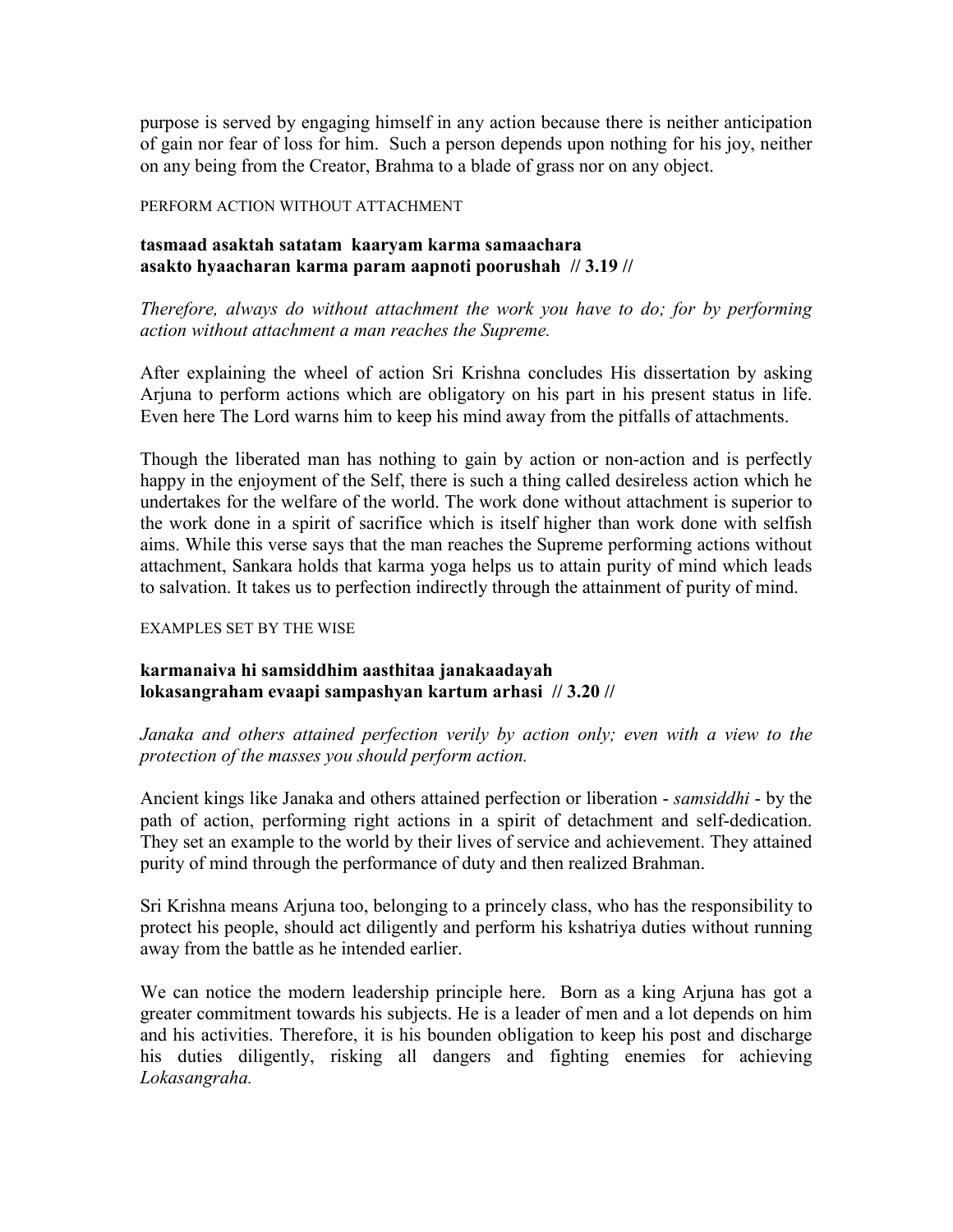purpose is served by engaging himself in any action because there is neither anticipation of gain nor fear of loss for him. Such a person depends upon nothing for his joy, neither on any being from the Creator, Brahma to a blade of grass nor on any object.

PERFORM ACTION WITHOUT ATTACHMENT

**tasmaad asaktah satatam kaaryam karma samaachara**
**asakto hyaacharan karma param aapnoti poorushah // 3.19 //**

*Therefore, always do without attachment the work you have to do; for by performing action without attachment a man reaches the Supreme.*

After explaining the wheel of action Sri Krishna concludes His dissertation by asking Arjuna to perform actions which are obligatory on his part in his present status in life. Even here The Lord warns him to keep his mind away from the pitfalls of attachments.

Though the liberated man has nothing to gain by action or non-action and is perfectly happy in the enjoyment of the Self, there is such a thing called desireless action which he undertakes for the welfare of the world. The work done without attachment is superior to the work done in a spirit of sacrifice which is itself higher than work done with selfish aims. While this verse says that the man reaches the Supreme performing actions without attachment, Sankara holds that karma yoga helps us to attain purity of mind which leads to salvation. It takes us to perfection indirectly through the attainment of purity of mind.

EXAMPLES SET BY THE WISE

**karmanaiva hi samsiddhim aasthitaa janakaadayah**
**lokasangraham evaapi sampashyan kartum arhasi // 3.20 //**

*Janaka and others attained perfection verily by action only; even with a view to the protection of the masses you should perform action.*

Ancient kings like Janaka and others attained perfection or liberation - *samsiddhi* - by the path of action, performing right actions in a spirit of detachment and self-dedication. They set an example to the world by their lives of service and achievement. They attained purity of mind through the performance of duty and then realized Brahman.

Sri Krishna means Arjuna too, belonging to a princely class, who has the responsibility to protect his people, should act diligently and perform his kshatriya duties without running away from the battle as he intended earlier.

We can notice the modern leadership principle here. Born as a king Arjuna has got a greater commitment towards his subjects. He is a leader of men and a lot depends on him and his activities. Therefore, it is his bounden obligation to keep his post and discharge his duties diligently, risking all dangers and fighting enemies for achieving *Lokasangraha.*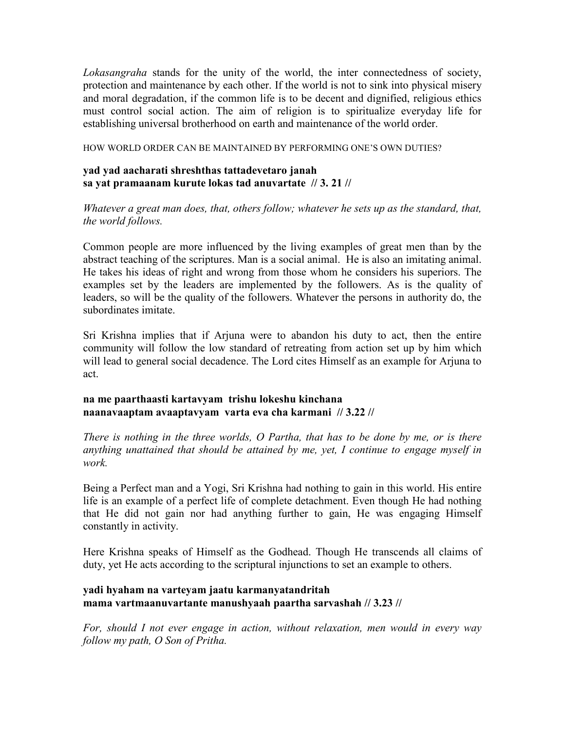*Lokasangraha* stands for the unity of the world, the inter connectedness of society, protection and maintenance by each other. If the world is not to sink into physical misery and moral degradation, if the common life is to be decent and dignified, religious ethics must control social action. The aim of religion is to spiritualize everyday life for establishing universal brotherhood on earth and maintenance of the world order.

HOW WORLD ORDER CAN BE MAINTAINED BY PERFORMING ONE'S OWN DUTIES?

**yad yad aacharati shreshthas tattadevetaro janah**
**sa yat pramaanam kurute lokas tad anuvartate // 3. 21 //**

*Whatever a great man does, that, others follow; whatever he sets up as the standard, that, the world follows.*

Common people are more influenced by the living examples of great men than by the abstract teaching of the scriptures. Man is a social animal. He is also an imitating animal. He takes his ideas of right and wrong from those whom he considers his superiors. The examples set by the leaders are implemented by the followers. As is the quality of leaders, so will be the quality of the followers. Whatever the persons in authority do, the subordinates imitate.

Sri Krishna implies that if Arjuna were to abandon his duty to act, then the entire community will follow the low standard of retreating from action set up by him which will lead to general social decadence. The Lord cites Himself as an example for Arjuna to act.

**na me paarthaasti kartavyam trishu lokeshu kinchana**
**naanavaaptam avaaptavyam varta eva cha karmani // 3.22 //**

*There is nothing in the three worlds, O Partha, that has to be done by me, or is there anything unattained that should be attained by me, yet, I continue to engage myself in work.*

Being a Perfect man and a Yogi, Sri Krishna had nothing to gain in this world. His entire life is an example of a perfect life of complete detachment. Even though He had nothing that He did not gain nor had anything further to gain, He was engaging Himself constantly in activity.

Here Krishna speaks of Himself as the Godhead. Though He transcends all claims of duty, yet He acts according to the scriptural injunctions to set an example to others.

**yadi hyaham na varteyam jaatu karmanyatandritah**
**mama vartmaanuvartante manushyaah paartha sarvashah // 3.23 //**

*For, should I not ever engage in action, without relaxation, men would in every way follow my path, O Son of Pritha.*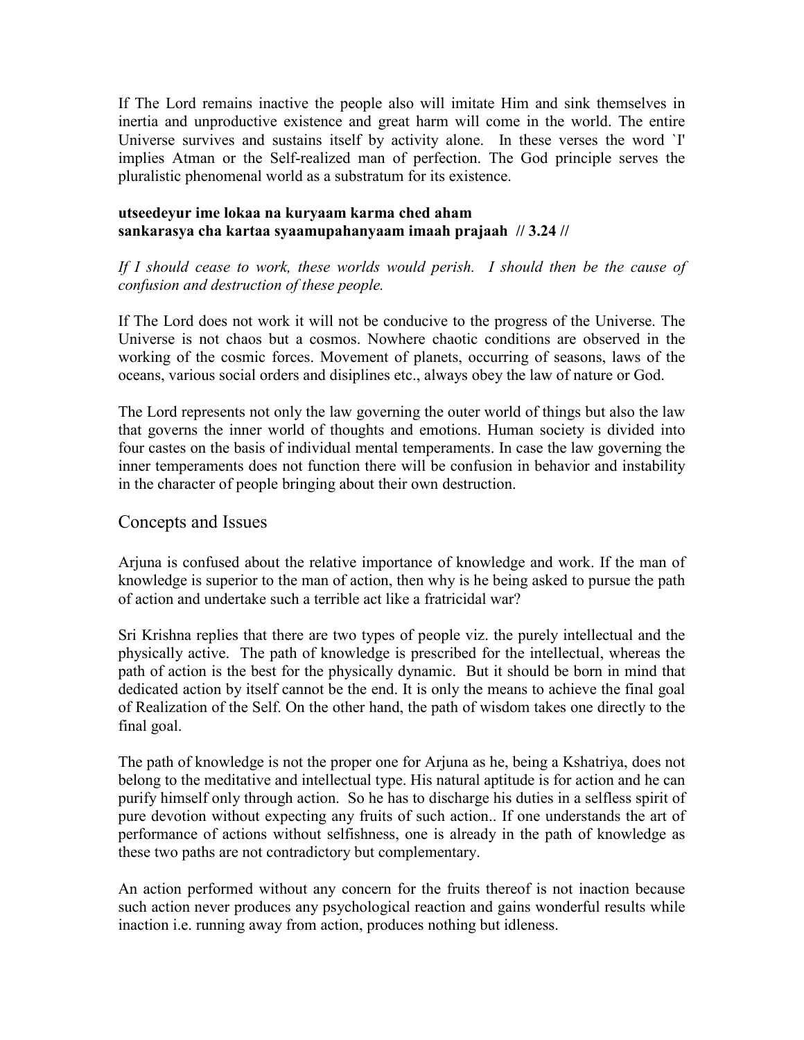If The Lord remains inactive the people also will imitate Him and sink themselves in inertia and unproductive existence and great harm will come in the world. The entire Universe survives and sustains itself by activity alone. In these verses the word `I' implies Atman or the Self-realized man of perfection. The God principle serves the pluralistic phenomenal world as a substratum for its existence.

**utseedeyur ime lokaa na kuryaam karma ched aham**
**sankarasya cha kartaa syaamupahanyaam imaah prajaah // 3.24 //**

*If I should cease to work, these worlds would perish. I should then be the cause of confusion and destruction of these people.*

If The Lord does not work it will not be conducive to the progress of the Universe. The Universe is not chaos but a cosmos. Nowhere chaotic conditions are observed in the working of the cosmic forces. Movement of planets, occurring of seasons, laws of the oceans, various social orders and disiplines etc., always obey the law of nature or God.

The Lord represents not only the law governing the outer world of things but also the law that governs the inner world of thoughts and emotions. Human society is divided into four castes on the basis of individual mental temperaments. In case the law governing the inner temperaments does not function there will be confusion in behavior and instability in the character of people bringing about their own destruction.

## Concepts and Issues

Arjuna is confused about the relative importance of knowledge and work. If the man of knowledge is superior to the man of action, then why is he being asked to pursue the path of action and undertake such a terrible act like a fratricidal war?

Sri Krishna replies that there are two types of people viz. the purely intellectual and the physically active. The path of knowledge is prescribed for the intellectual, whereas the path of action is the best for the physically dynamic. But it should be born in mind that dedicated action by itself cannot be the end. It is only the means to achieve the final goal of Realization of the Self. On the other hand, the path of wisdom takes one directly to the final goal.

The path of knowledge is not the proper one for Arjuna as he, being a Kshatriya, does not belong to the meditative and intellectual type. His natural aptitude is for action and he can purify himself only through action. So he has to discharge his duties in a selfless spirit of pure devotion without expecting any fruits of such action.. If one understands the art of performance of actions without selfishness, one is already in the path of knowledge as these two paths are not contradictory but complementary.

An action performed without any concern for the fruits thereof is not inaction because such action never produces any psychological reaction and gains wonderful results while inaction i.e. running away from action, produces nothing but idleness.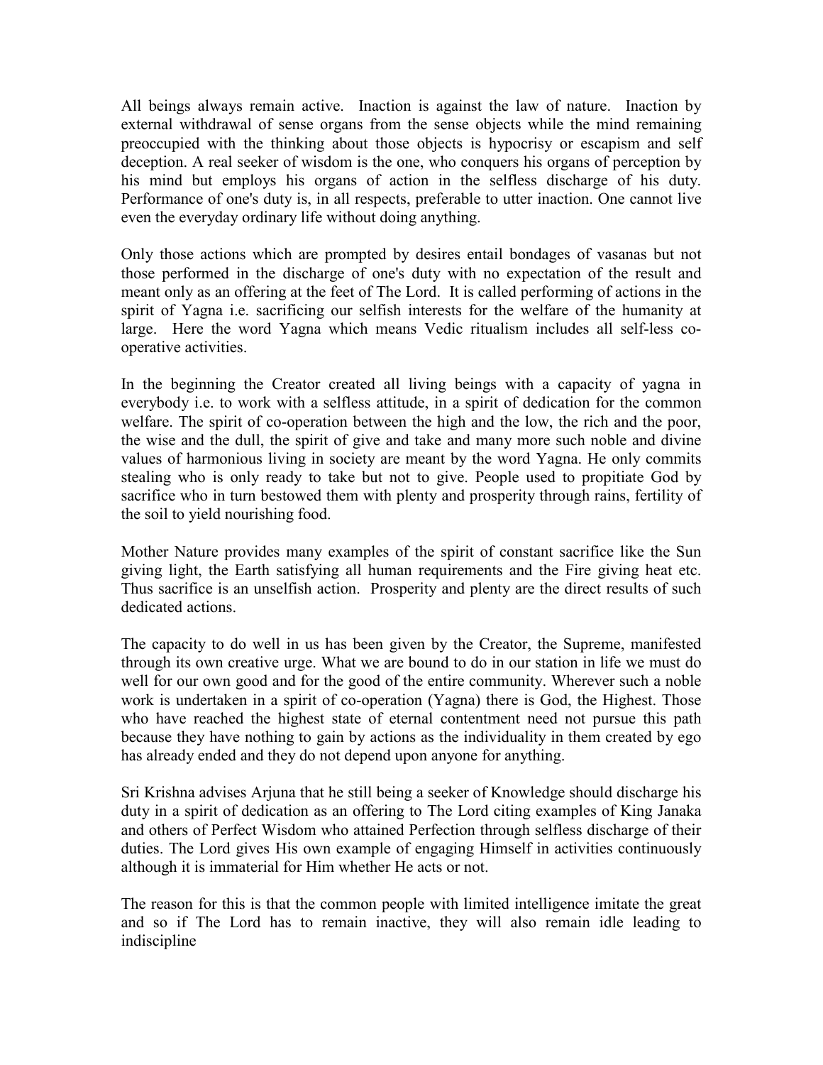All beings always remain active. Inaction is against the law of nature. Inaction by external withdrawal of sense organs from the sense objects while the mind remaining preoccupied with the thinking about those objects is hypocrisy or escapism and self deception. A real seeker of wisdom is the one, who conquers his organs of perception by his mind but employs his organs of action in the selfless discharge of his duty. Performance of one's duty is, in all respects, preferable to utter inaction. One cannot live even the everyday ordinary life without doing anything.

Only those actions which are prompted by desires entail bondages of vasanas but not those performed in the discharge of one's duty with no expectation of the result and meant only as an offering at the feet of The Lord. It is called performing of actions in the spirit of Yagna i.e. sacrificing our selfish interests for the welfare of the humanity at large. Here the word Yagna which means Vedic ritualism includes all self-less co-operative activities.

In the beginning the Creator created all living beings with a capacity of yagna in everybody i.e. to work with a selfless attitude, in a spirit of dedication for the common welfare. The spirit of co-operation between the high and the low, the rich and the poor, the wise and the dull, the spirit of give and take and many more such noble and divine values of harmonious living in society are meant by the word Yagna. He only commits stealing who is only ready to take but not to give. People used to propitiate God by sacrifice who in turn bestowed them with plenty and prosperity through rains, fertility of the soil to yield nourishing food.

Mother Nature provides many examples of the spirit of constant sacrifice like the Sun giving light, the Earth satisfying all human requirements and the Fire giving heat etc. Thus sacrifice is an unselfish action. Prosperity and plenty are the direct results of such dedicated actions.

The capacity to do well in us has been given by the Creator, the Supreme, manifested through its own creative urge. What we are bound to do in our station in life we must do well for our own good and for the good of the entire community. Wherever such a noble work is undertaken in a spirit of co-operation (Yagna) there is God, the Highest. Those who have reached the highest state of eternal contentment need not pursue this path because they have nothing to gain by actions as the individuality in them created by ego has already ended and they do not depend upon anyone for anything.

Sri Krishna advises Arjuna that he still being a seeker of Knowledge should discharge his duty in a spirit of dedication as an offering to The Lord citing examples of King Janaka and others of Perfect Wisdom who attained Perfection through selfless discharge of their duties. The Lord gives His own example of engaging Himself in activities continuously although it is immaterial for Him whether He acts or not.

The reason for this is that the common people with limited intelligence imitate the great and so if The Lord has to remain inactive, they will also remain idle leading to indiscipline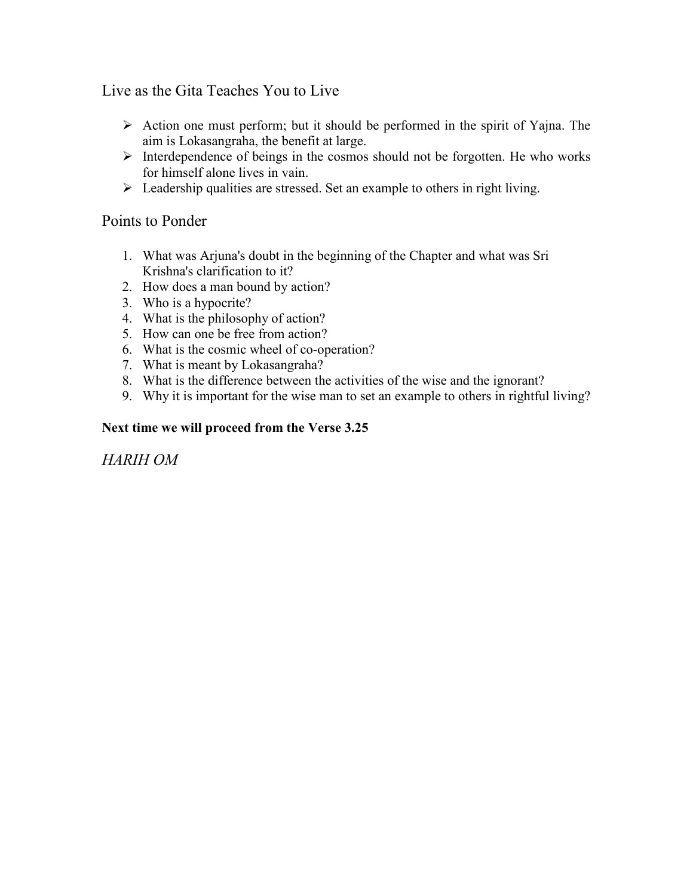## Live as the Gita Teaches You to Live

- Action one must perform; but it should be performed in the spirit of Yajna. The aim is Lokasangraha, the benefit at large.
- Interdependence of beings in the cosmos should not be forgotten. He who works for himself alone lives in vain.
- Leadership qualities are stressed. Set an example to others in right living.

## Points to Ponder

1. What was Arjuna's doubt in the beginning of the Chapter and what was Sri Krishna's clarification to it?
2. How does a man bound by action?
3. Who is a hypocrite?
4. What is the philosophy of action?
5. How can one be free from action?
6. What is the cosmic wheel of co-operation?
7. What is meant by Lokasangraha?
8. What is the difference between the activities of the wise and the ignorant?
9. Why it is important for the wise man to set an example to others in rightful living?

**Next time we will proceed from the Verse 3.25**

*HARIH OM*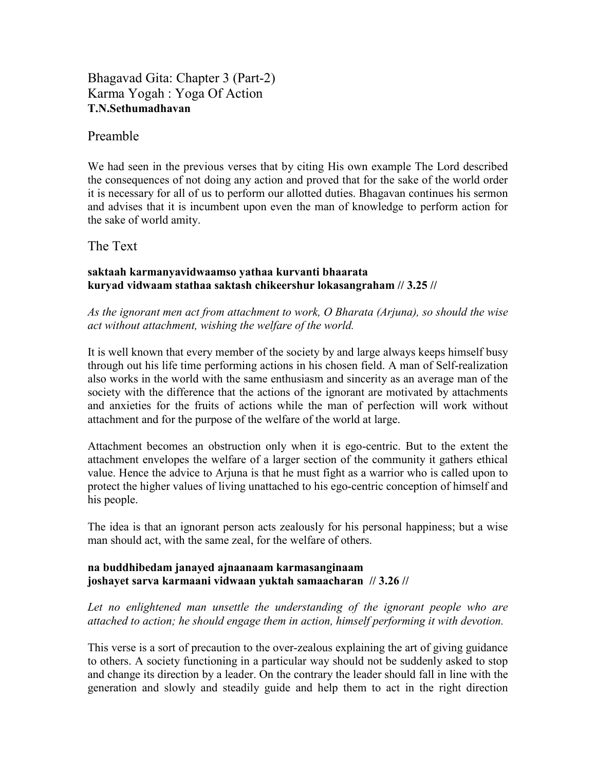# Bhagavad Gita: Chapter 3 (Part-2)
# Karma Yogah : Yoga Of Action
**T.N.Sethumadhavan**

## Preamble

We had seen in the previous verses that by citing His own example The Lord described the consequences of not doing any action and proved that for the sake of the world order it is necessary for all of us to perform our allotted duties. Bhagavan continues his sermon and advises that it is incumbent upon even the man of knowledge to perform action for the sake of world amity.

## The Text

**saktaah karmanyavidwaamso yathaa kurvanti bhaarata**
**kuryad vidwaam stathaa saktash chikeershur lokasangraham // 3.25 //**

*As the ignorant men act from attachment to work, O Bharata (Arjuna), so should the wise act without attachment, wishing the welfare of the world.*

It is well known that every member of the society by and large always keeps himself busy through out his life time performing actions in his chosen field. A man of Self-realization also works in the world with the same enthusiasm and sincerity as an average man of the society with the difference that the actions of the ignorant are motivated by attachments and anxieties for the fruits of actions while the man of perfection will work without attachment and for the purpose of the welfare of the world at large.

Attachment becomes an obstruction only when it is ego-centric. But to the extent the attachment envelopes the welfare of a larger section of the community it gathers ethical value. Hence the advice to Arjuna is that he must fight as a warrior who is called upon to protect the higher values of living unattached to his ego-centric conception of himself and his people.

The idea is that an ignorant person acts zealously for his personal happiness; but a wise man should act, with the same zeal, for the welfare of others.

**na buddhibedam janayed ajnaanaam karmasanginaam**
**joshayet sarva karmaani vidwaan yuktah samaacharan // 3.26 //**

*Let no enlightened man unsettle the understanding of the ignorant people who are attached to action; he should engage them in action, himself performing it with devotion.*

This verse is a sort of precaution to the over-zealous explaining the art of giving guidance to others. A society functioning in a particular way should not be suddenly asked to stop and change its direction by a leader. On the contrary the leader should fall in line with the generation and slowly and steadily guide and help them to act in the right direction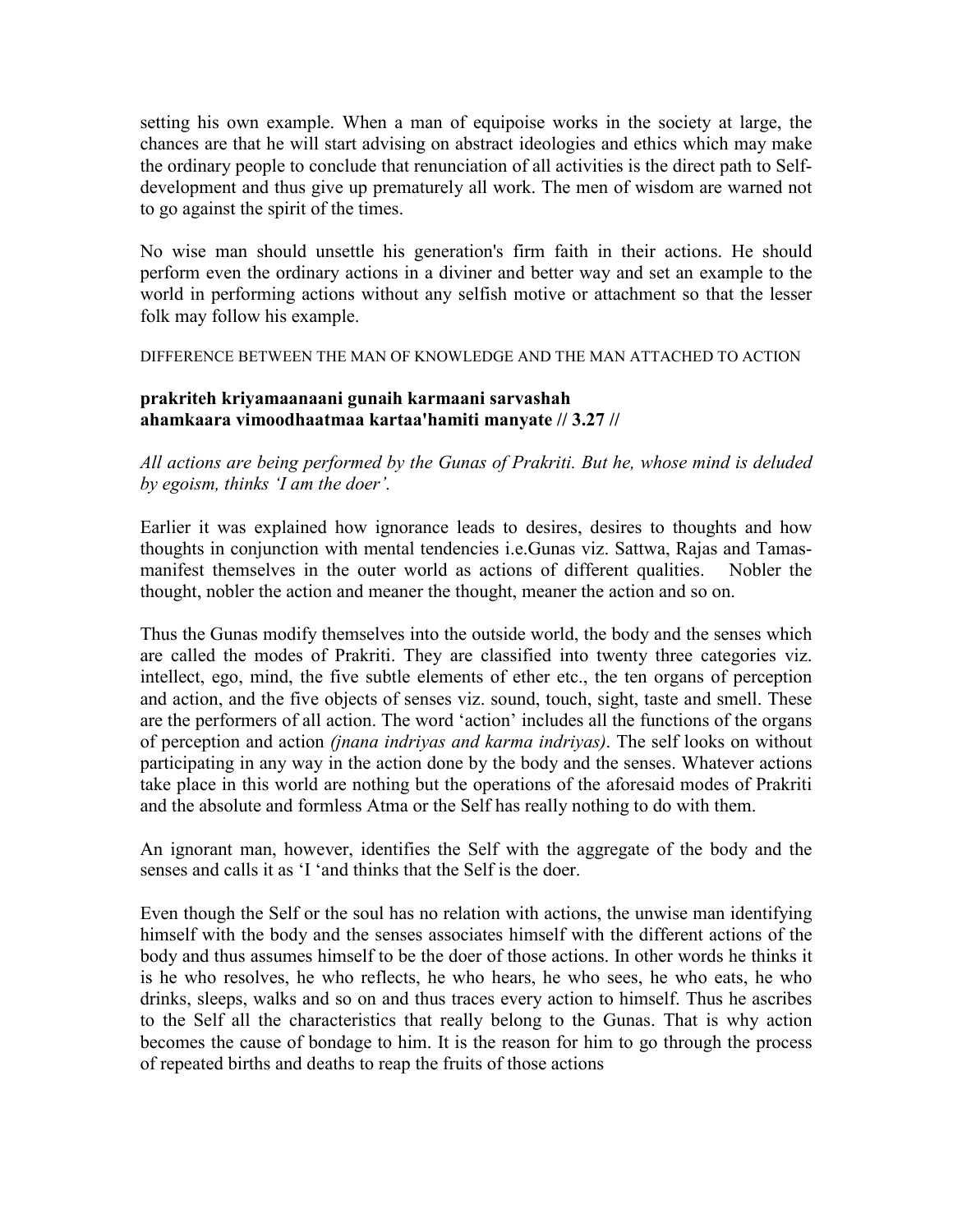setting his own example. When a man of equipoise works in the society at large, the chances are that he will start advising on abstract ideologies and ethics which may make the ordinary people to conclude that renunciation of all activities is the direct path to Self-development and thus give up prematurely all work. The men of wisdom are warned not to go against the spirit of the times.

No wise man should unsettle his generation's firm faith in their actions. He should perform even the ordinary actions in a diviner and better way and set an example to the world in performing actions without any selfish motive or attachment so that the lesser folk may follow his example.

DIFFERENCE BETWEEN THE MAN OF KNOWLEDGE AND THE MAN ATTACHED TO ACTION

**prakriteh kriyamaanaani gunaih karmaani sarvashah**
**ahamkaara vimoodhaatmaa kartaa'hamiti manyate // 3.27 //**

*All actions are being performed by the Gunas of Prakriti. But he, whose mind is deluded by egoism, thinks 'I am the doer'.*

Earlier it was explained how ignorance leads to desires, desires to thoughts and how thoughts in conjunction with mental tendencies i.e.Gunas viz. Sattwa, Rajas and Tamas-manifest themselves in the outer world as actions of different qualities. Nobler the thought, nobler the action and meaner the thought, meaner the action and so on.

Thus the Gunas modify themselves into the outside world, the body and the senses which are called the modes of Prakriti. They are classified into twenty three categories viz. intellect, ego, mind, the five subtle elements of ether etc., the ten organs of perception and action, and the five objects of senses viz. sound, touch, sight, taste and smell. These are the performers of all action. The word 'action' includes all the functions of the organs of perception and action *(jnana indriyas and karma indriyas)*. The self looks on without participating in any way in the action done by the body and the senses. Whatever actions take place in this world are nothing but the operations of the aforesaid modes of Prakriti and the absolute and formless Atma or the Self has really nothing to do with them.

An ignorant man, however, identifies the Self with the aggregate of the body and the senses and calls it as 'I 'and thinks that the Self is the doer.

Even though the Self or the soul has no relation with actions, the unwise man identifying himself with the body and the senses associates himself with the different actions of the body and thus assumes himself to be the doer of those actions. In other words he thinks it is he who resolves, he who reflects, he who hears, he who sees, he who eats, he who drinks, sleeps, walks and so on and thus traces every action to himself. Thus he ascribes to the Self all the characteristics that really belong to the Gunas. That is why action becomes the cause of bondage to him. It is the reason for him to go through the process of repeated births and deaths to reap the fruits of those actions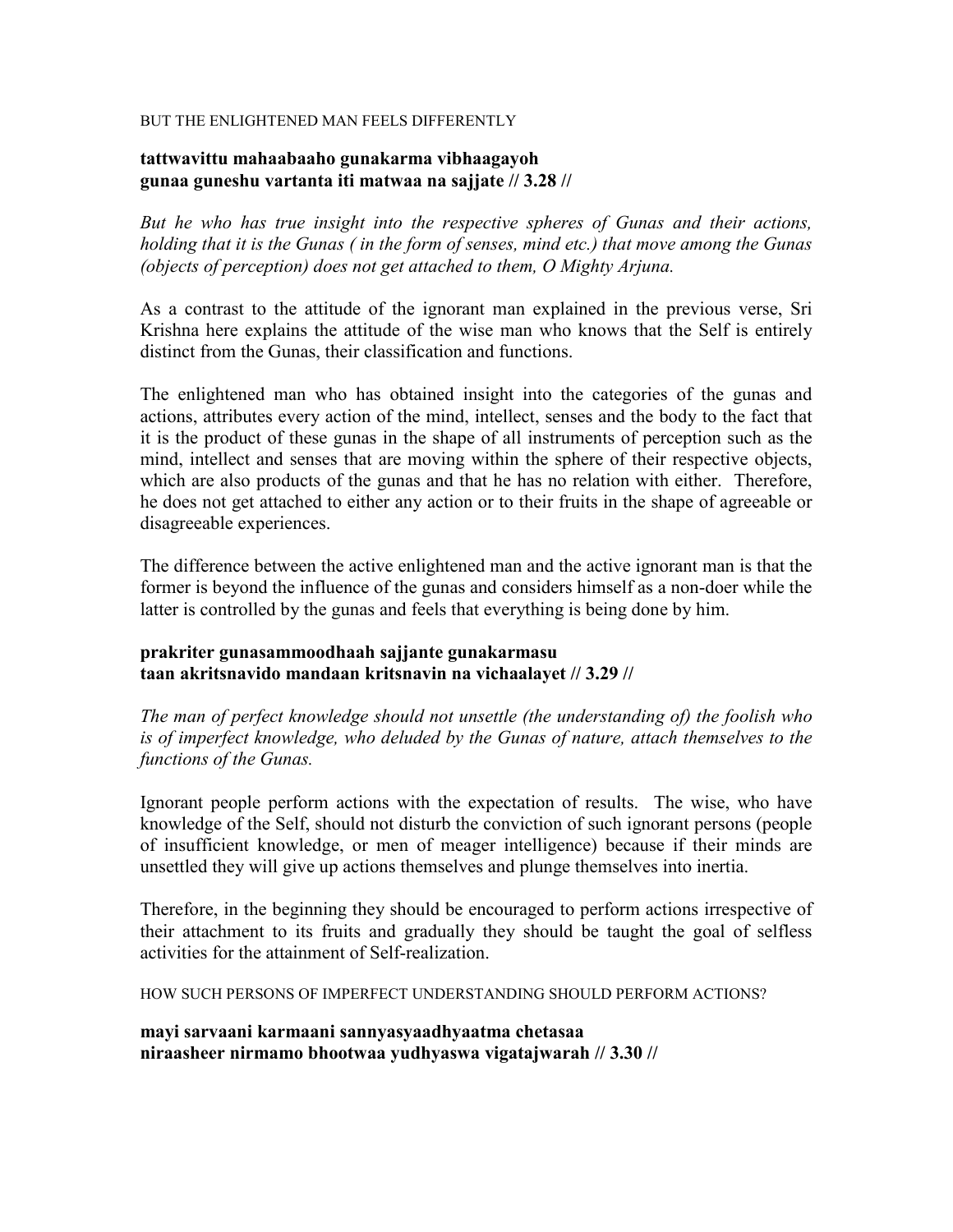BUT THE ENLIGHTENED MAN FEELS DIFFERENTLY

**tattwavittu mahaabaaho gunakarma vibhaagayoh**
**gunaa guneshu vartanta iti matwaa na sajjate // 3.28 //**

*But he who has true insight into the respective spheres of Gunas and their actions, holding that it is the Gunas ( in the form of senses, mind etc.) that move among the Gunas (objects of perception) does not get attached to them, O Mighty Arjuna.*

As a contrast to the attitude of the ignorant man explained in the previous verse, Sri Krishna here explains the attitude of the wise man who knows that the Self is entirely distinct from the Gunas, their classification and functions.

The enlightened man who has obtained insight into the categories of the gunas and actions, attributes every action of the mind, intellect, senses and the body to the fact that it is the product of these gunas in the shape of all instruments of perception such as the mind, intellect and senses that are moving within the sphere of their respective objects, which are also products of the gunas and that he has no relation with either. Therefore, he does not get attached to either any action or to their fruits in the shape of agreeable or disagreeable experiences.

The difference between the active enlightened man and the active ignorant man is that the former is beyond the influence of the gunas and considers himself as a non-doer while the latter is controlled by the gunas and feels that everything is being done by him.

**prakriter gunasammoodhaah sajjante gunakarmasu**
**taan akritsnavido mandaan kritsnavin na vichaalayet // 3.29 //**

*The man of perfect knowledge should not unsettle (the understanding of) the foolish who is of imperfect knowledge, who deluded by the Gunas of nature, attach themselves to the functions of the Gunas.*

Ignorant people perform actions with the expectation of results. The wise, who have knowledge of the Self, should not disturb the conviction of such ignorant persons (people of insufficient knowledge, or men of meager intelligence) because if their minds are unsettled they will give up actions themselves and plunge themselves into inertia.

Therefore, in the beginning they should be encouraged to perform actions irrespective of their attachment to its fruits and gradually they should be taught the goal of selfless activities for the attainment of Self-realization.

HOW SUCH PERSONS OF IMPERFECT UNDERSTANDING SHOULD PERFORM ACTIONS?

**mayi sarvaani karmaani sannyasyaadhyaatma chetasaa**
**niraasheer nirmamo bhootwaa yudhyaswa vigatajwarah // 3.30 //**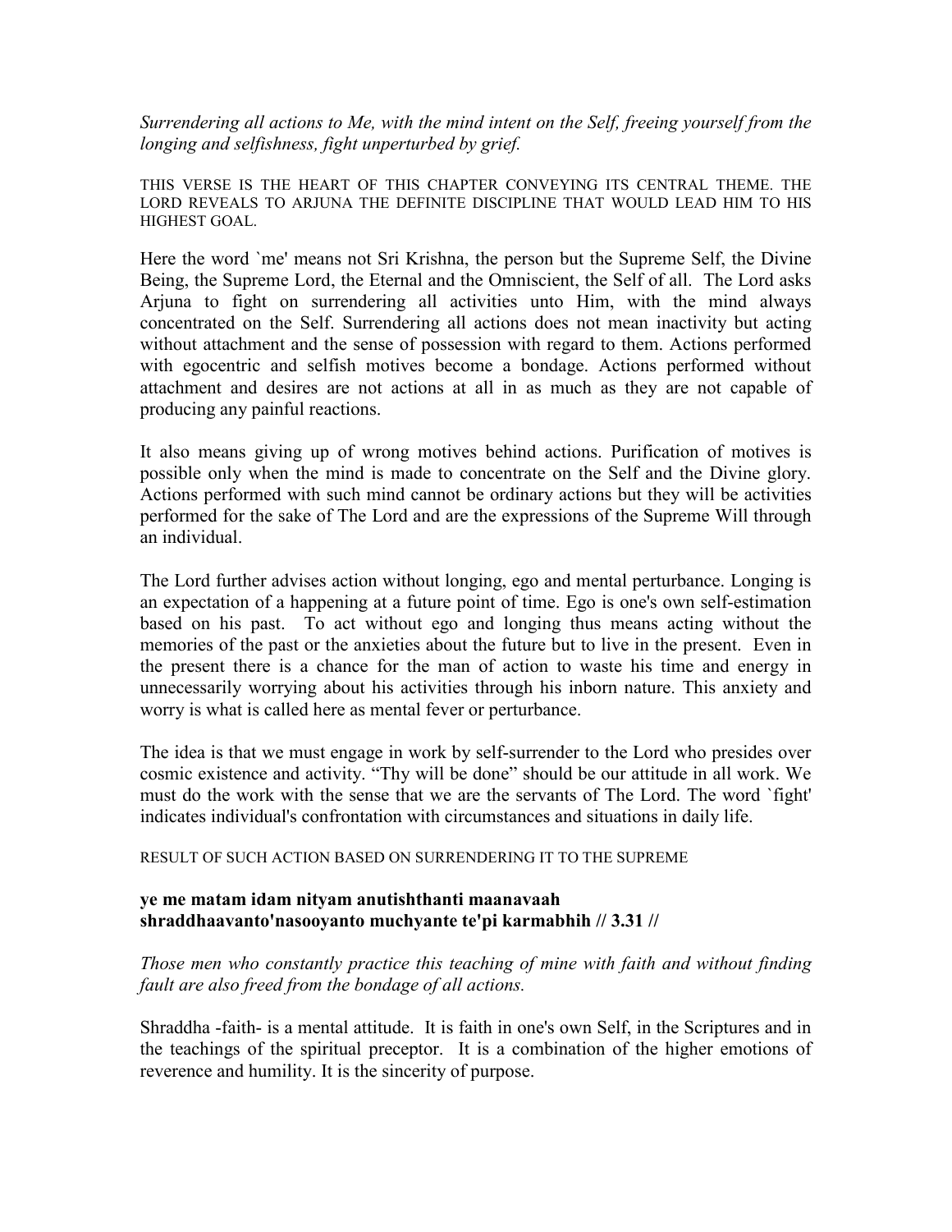*Surrendering all actions to Me, with the mind intent on the Self, freeing yourself from the longing and selfishness, fight unperturbed by grief.*

THIS VERSE IS THE HEART OF THIS CHAPTER CONVEYING ITS CENTRAL THEME. THE LORD REVEALS TO ARJUNA THE DEFINITE DISCIPLINE THAT WOULD LEAD HIM TO HIS HIGHEST GOAL.

Here the word `me' means not Sri Krishna, the person but the Supreme Self, the Divine Being, the Supreme Lord, the Eternal and the Omniscient, the Self of all. The Lord asks Arjuna to fight on surrendering all activities unto Him, with the mind always concentrated on the Self. Surrendering all actions does not mean inactivity but acting without attachment and the sense of possession with regard to them. Actions performed with egocentric and selfish motives become a bondage. Actions performed without attachment and desires are not actions at all in as much as they are not capable of producing any painful reactions.

It also means giving up of wrong motives behind actions. Purification of motives is possible only when the mind is made to concentrate on the Self and the Divine glory. Actions performed with such mind cannot be ordinary actions but they will be activities performed for the sake of The Lord and are the expressions of the Supreme Will through an individual.

The Lord further advises action without longing, ego and mental perturbance. Longing is an expectation of a happening at a future point of time. Ego is one's own self-estimation based on his past. To act without ego and longing thus means acting without the memories of the past or the anxieties about the future but to live in the present. Even in the present there is a chance for the man of action to waste his time and energy in unnecessarily worrying about his activities through his inborn nature. This anxiety and worry is what is called here as mental fever or perturbance.

The idea is that we must engage in work by self-surrender to the Lord who presides over cosmic existence and activity. "Thy will be done" should be our attitude in all work. We must do the work with the sense that we are the servants of The Lord. The word `fight' indicates individual's confrontation with circumstances and situations in daily life.

RESULT OF SUCH ACTION BASED ON SURRENDERING IT TO THE SUPREME

**ye me matam idam nityam anutishthanti maanavaah**
**shraddhaavanto'nasooyanto muchyante te'pi karmabhih // 3.31 //**

*Those men who constantly practice this teaching of mine with faith and without finding fault are also freed from the bondage of all actions.*

Shraddha -faith- is a mental attitude. It is faith in one's own Self, in the Scriptures and in the teachings of the spiritual preceptor. It is a combination of the higher emotions of reverence and humility. It is the sincerity of purpose.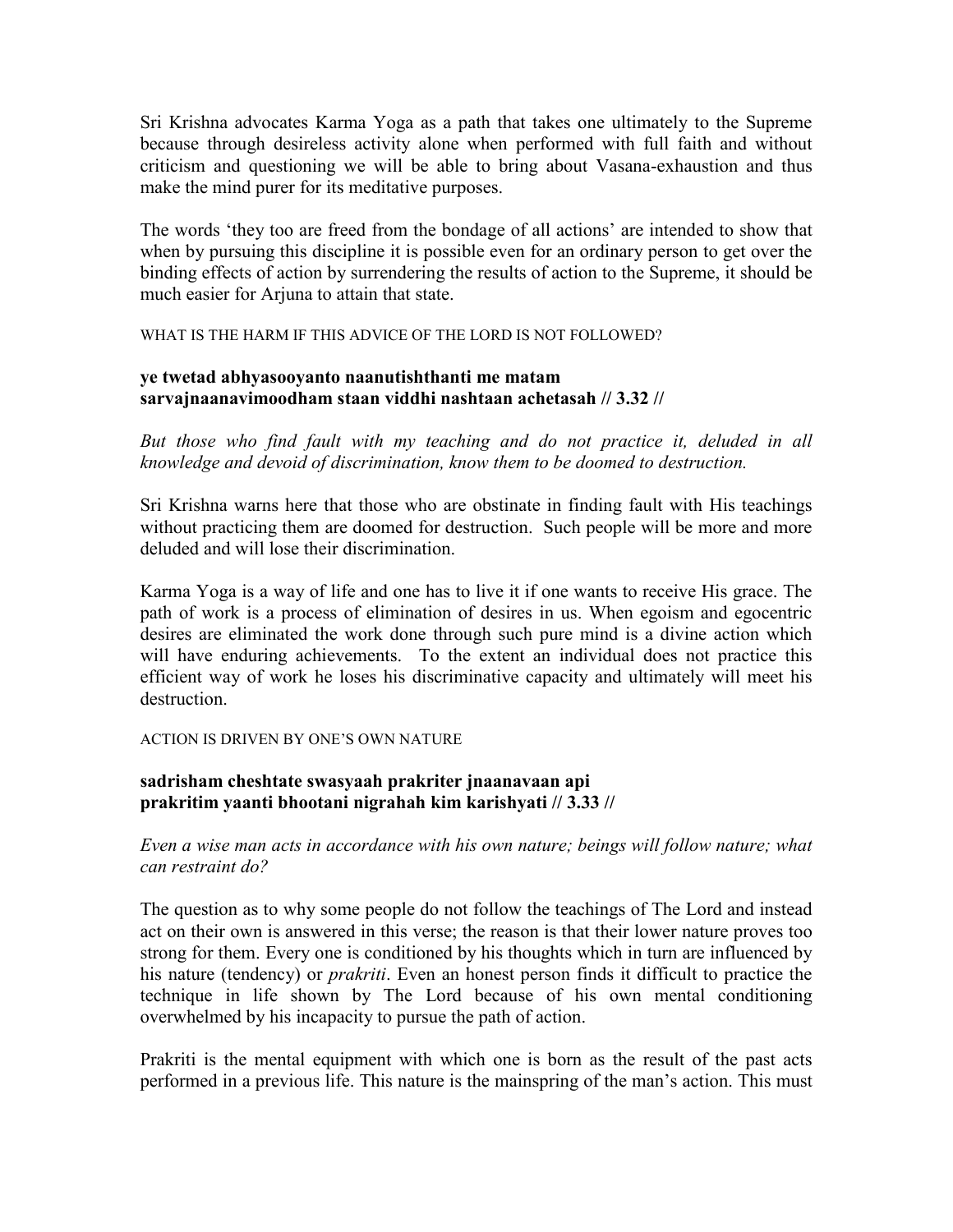Sri Krishna advocates Karma Yoga as a path that takes one ultimately to the Supreme because through desireless activity alone when performed with full faith and without criticism and questioning we will be able to bring about Vasana-exhaustion and thus make the mind purer for its meditative purposes.

The words 'they too are freed from the bondage of all actions' are intended to show that when by pursuing this discipline it is possible even for an ordinary person to get over the binding effects of action by surrendering the results of action to the Supreme, it should be much easier for Arjuna to attain that state.

WHAT IS THE HARM IF THIS ADVICE OF THE LORD IS NOT FOLLOWED?

**ye twetad abhyasooyanto naanutishthanti me matam**
**sarvajnaanavimoodham staan viddhi nashtaan achetasah // 3.32 //**

*But those who find fault with my teaching and do not practice it, deluded in all knowledge and devoid of discrimination, know them to be doomed to destruction.*

Sri Krishna warns here that those who are obstinate in finding fault with His teachings without practicing them are doomed for destruction. Such people will be more and more deluded and will lose their discrimination.

Karma Yoga is a way of life and one has to live it if one wants to receive His grace. The path of work is a process of elimination of desires in us. When egoism and egocentric desires are eliminated the work done through such pure mind is a divine action which will have enduring achievements. To the extent an individual does not practice this efficient way of work he loses his discriminative capacity and ultimately will meet his destruction.

ACTION IS DRIVEN BY ONE'S OWN NATURE

**sadrisham cheshtate swasyaah prakriter jnaanavaan api**
**prakritim yaanti bhootani nigrahah kim karishyati // 3.33 //**

*Even a wise man acts in accordance with his own nature; beings will follow nature; what can restraint do?*

The question as to why some people do not follow the teachings of The Lord and instead act on their own is answered in this verse; the reason is that their lower nature proves too strong for them. Every one is conditioned by his thoughts which in turn are influenced by his nature (tendency) or *prakriti*. Even an honest person finds it difficult to practice the technique in life shown by The Lord because of his own mental conditioning overwhelmed by his incapacity to pursue the path of action.

Prakriti is the mental equipment with which one is born as the result of the past acts performed in a previous life. This nature is the mainspring of the man's action. This must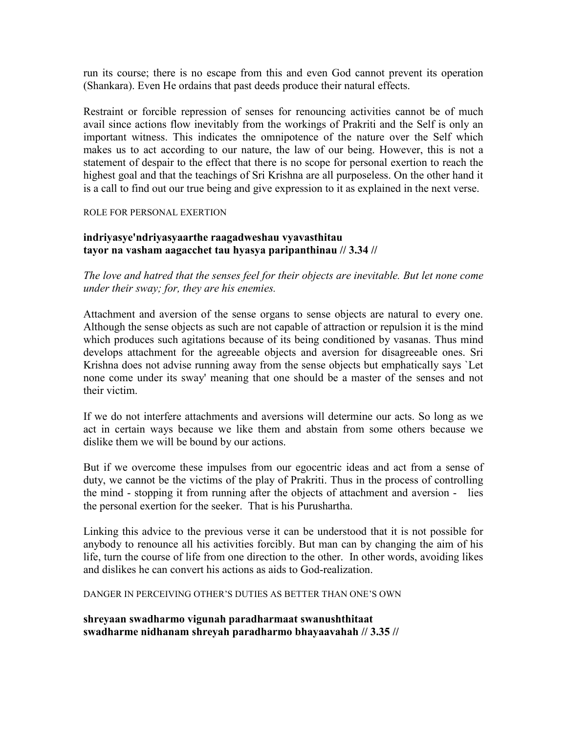run its course; there is no escape from this and even God cannot prevent its operation (Shankara). Even He ordains that past deeds produce their natural effects.

Restraint or forcible repression of senses for renouncing activities cannot be of much avail since actions flow inevitably from the workings of Prakriti and the Self is only an important witness. This indicates the omnipotence of the nature over the Self which makes us to act according to our nature, the law of our being. However, this is not a statement of despair to the effect that there is no scope for personal exertion to reach the highest goal and that the teachings of Sri Krishna are all purposeless. On the other hand it is a call to find out our true being and give expression to it as explained in the next verse.

ROLE FOR PERSONAL EXERTION

**indriyasye'ndriyasyaarthe raagadweshau vyavasthitau**
**tayor na vasham aagacchet tau hyasya paripanthinau // 3.34 //**

*The love and hatred that the senses feel for their objects are inevitable. But let none come under their sway; for, they are his enemies.*

Attachment and aversion of the sense organs to sense objects are natural to every one. Although the sense objects as such are not capable of attraction or repulsion it is the mind which produces such agitations because of its being conditioned by vasanas. Thus mind develops attachment for the agreeable objects and aversion for disagreeable ones. Sri Krishna does not advise running away from the sense objects but emphatically says `Let none come under its sway' meaning that one should be a master of the senses and not their victim.

If we do not interfere attachments and aversions will determine our acts. So long as we act in certain ways because we like them and abstain from some others because we dislike them we will be bound by our actions.

But if we overcome these impulses from our egocentric ideas and act from a sense of duty, we cannot be the victims of the play of Prakriti. Thus in the process of controlling the mind - stopping it from running after the objects of attachment and aversion - lies the personal exertion for the seeker. That is his Purushartha.

Linking this advice to the previous verse it can be understood that it is not possible for anybody to renounce all his activities forcibly. But man can by changing the aim of his life, turn the course of life from one direction to the other. In other words, avoiding likes and dislikes he can convert his actions as aids to God-realization.

DANGER IN PERCEIVING OTHER'S DUTIES AS BETTER THAN ONE'S OWN

**shreyaan swadharmo vigunah paradharmaat swanushthitaat**
**swadharme nidhanam shreyah paradharmo bhayaavahah // 3.35 //**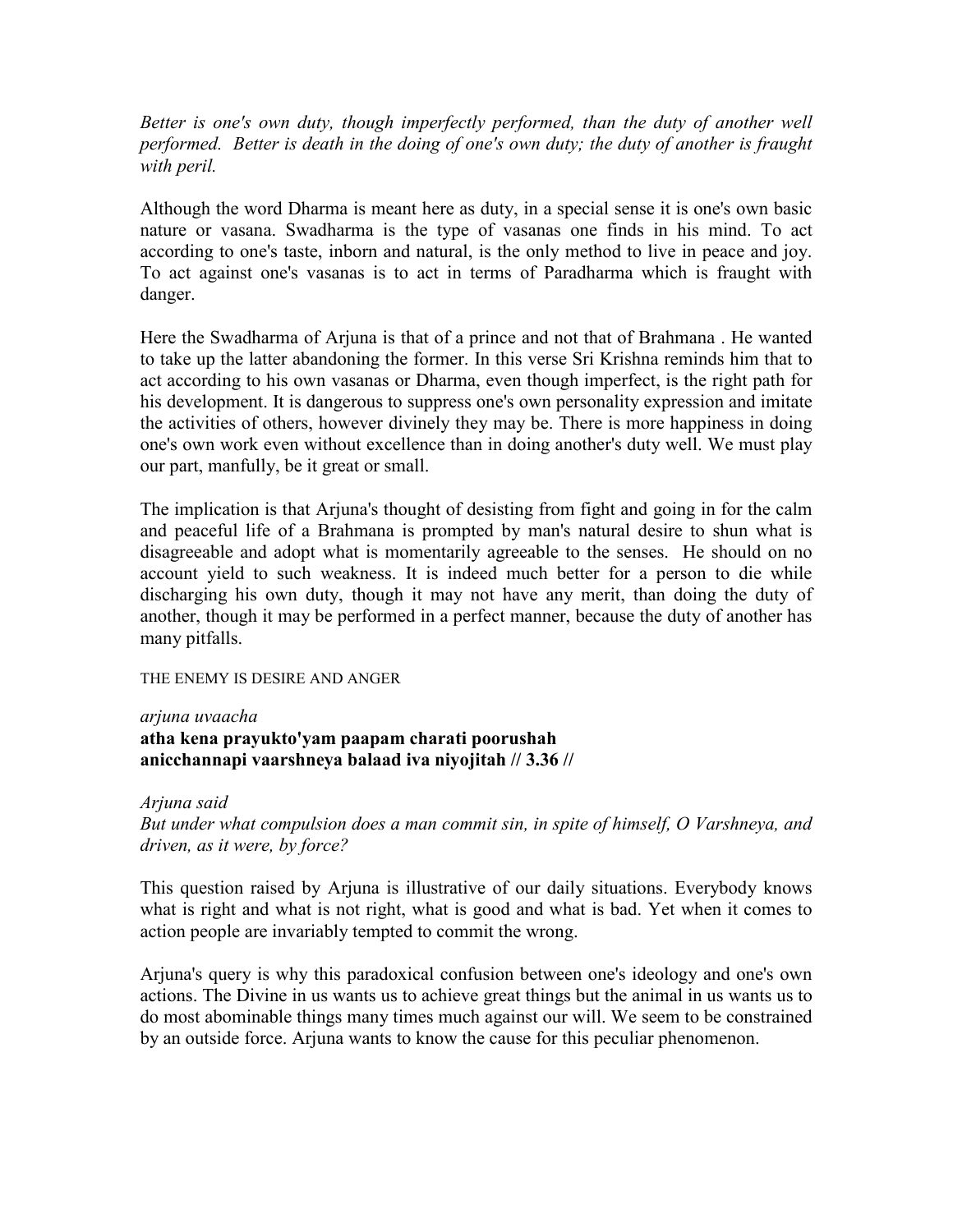*Better is one's own duty, though imperfectly performed, than the duty of another well performed. Better is death in the doing of one's own duty; the duty of another is fraught with peril.*

Although the word Dharma is meant here as duty, in a special sense it is one's own basic nature or vasana. Swadharma is the type of vasanas one finds in his mind. To act according to one's taste, inborn and natural, is the only method to live in peace and joy. To act against one's vasanas is to act in terms of Paradharma which is fraught with danger.

Here the Swadharma of Arjuna is that of a prince and not that of Brahmana . He wanted to take up the latter abandoning the former. In this verse Sri Krishna reminds him that to act according to his own vasanas or Dharma, even though imperfect, is the right path for his development. It is dangerous to suppress one's own personality expression and imitate the activities of others, however divinely they may be. There is more happiness in doing one's own work even without excellence than in doing another's duty well. We must play our part, manfully, be it great or small.

The implication is that Arjuna's thought of desisting from fight and going in for the calm and peaceful life of a Brahmana is prompted by man's natural desire to shun what is disagreeable and adopt what is momentarily agreeable to the senses. He should on no account yield to such weakness. It is indeed much better for a person to die while discharging his own duty, though it may not have any merit, than doing the duty of another, though it may be performed in a perfect manner, because the duty of another has many pitfalls.

THE ENEMY IS DESIRE AND ANGER

*arjuna uvaacha*
**atha kena prayukto'yam paapam charati poorushah**
**anicchannapi vaarshneya balaad iva niyojitah // 3.36 //**

*Arjuna said*
*But under what compulsion does a man commit sin, in spite of himself, O Varshneya, and driven, as it were, by force?*

This question raised by Arjuna is illustrative of our daily situations. Everybody knows what is right and what is not right, what is good and what is bad. Yet when it comes to action people are invariably tempted to commit the wrong.

Arjuna's query is why this paradoxical confusion between one's ideology and one's own actions. The Divine in us wants us to achieve great things but the animal in us wants us to do most abominable things many times much against our will. We seem to be constrained by an outside force. Arjuna wants to know the cause for this peculiar phenomenon.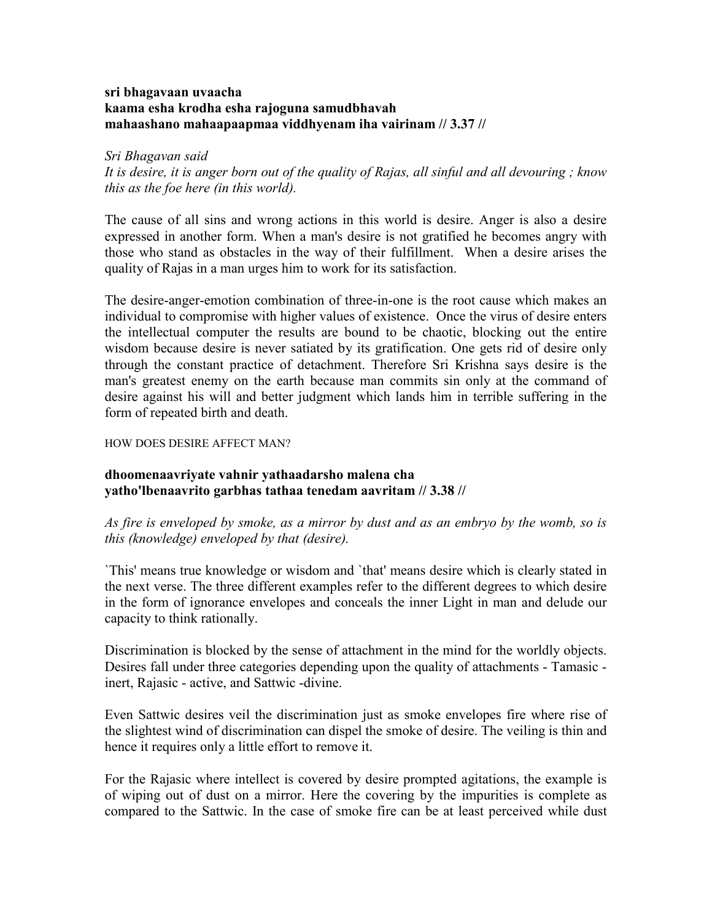**sri bhagavaan uvaacha**
**kaama esha krodha esha rajoguna samudbhavah**
**mahaashano mahaapaapmaa viddhyenam iha vairinam // 3.37 //**

*Sri Bhagavan said*
*It is desire, it is anger born out of the quality of Rajas, all sinful and all devouring ; know this as the foe here (in this world).*

The cause of all sins and wrong actions in this world is desire. Anger is also a desire expressed in another form. When a man's desire is not gratified he becomes angry with those who stand as obstacles in the way of their fulfillment. When a desire arises the quality of Rajas in a man urges him to work for its satisfaction.

The desire-anger-emotion combination of three-in-one is the root cause which makes an individual to compromise with higher values of existence. Once the virus of desire enters the intellectual computer the results are bound to be chaotic, blocking out the entire wisdom because desire is never satiated by its gratification. One gets rid of desire only through the constant practice of detachment. Therefore Sri Krishna says desire is the man's greatest enemy on the earth because man commits sin only at the command of desire against his will and better judgment which lands him in terrible suffering in the form of repeated birth and death.

HOW DOES DESIRE AFFECT MAN?

**dhoomenaavriyate vahnir yathaadarsho malena cha**
**yatho'lbenaavrito garbhas tathaa tenedam aavritam // 3.38 //**

*As fire is enveloped by smoke, as a mirror by dust and as an embryo by the womb, so is this (knowledge) enveloped by that (desire).*

`This' means true knowledge or wisdom and `that' means desire which is clearly stated in the next verse. The three different examples refer to the different degrees to which desire in the form of ignorance envelopes and conceals the inner Light in man and delude our capacity to think rationally.

Discrimination is blocked by the sense of attachment in the mind for the worldly objects. Desires fall under three categories depending upon the quality of attachments - Tamasic - inert, Rajasic - active, and Sattwic -divine.

Even Sattwic desires veil the discrimination just as smoke envelopes fire where rise of the slightest wind of discrimination can dispel the smoke of desire. The veiling is thin and hence it requires only a little effort to remove it.

For the Rajasic where intellect is covered by desire prompted agitations, the example is of wiping out of dust on a mirror. Here the covering by the impurities is complete as compared to the Sattwic. In the case of smoke fire can be at least perceived while dust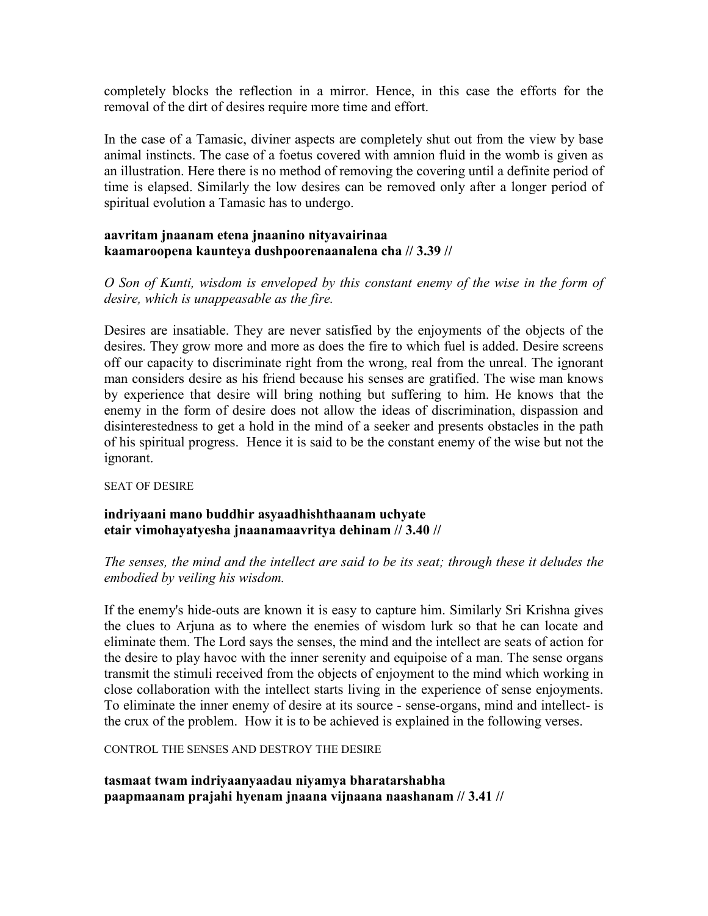completely blocks the reflection in a mirror. Hence, in this case the efforts for the removal of the dirt of desires require more time and effort.

In the case of a Tamasic, diviner aspects are completely shut out from the view by base animal instincts. The case of a foetus covered with amnion fluid in the womb is given as an illustration. Here there is no method of removing the covering until a definite period of time is elapsed. Similarly the low desires can be removed only after a longer period of spiritual evolution a Tamasic has to undergo.

**aavritam jnaanam etena jnaanino nityavairinaa**
**kaamaroopena kaunteya dushpoorenaanalena cha // 3.39 //**

*O Son of Kunti, wisdom is enveloped by this constant enemy of the wise in the form of desire, which is unappeasable as the fire.*

Desires are insatiable. They are never satisfied by the enjoyments of the objects of the desires. They grow more and more as does the fire to which fuel is added. Desire screens off our capacity to discriminate right from the wrong, real from the unreal. The ignorant man considers desire as his friend because his senses are gratified. The wise man knows by experience that desire will bring nothing but suffering to him. He knows that the enemy in the form of desire does not allow the ideas of discrimination, dispassion and disinterestedness to get a hold in the mind of a seeker and presents obstacles in the path of his spiritual progress. Hence it is said to be the constant enemy of the wise but not the ignorant.

SEAT OF DESIRE

**indriyaani mano buddhir asyaadhishthaanam uchyate**
**etair vimohayatyesha jnaanamaavritya dehinam // 3.40 //**

*The senses, the mind and the intellect are said to be its seat; through these it deludes the embodied by veiling his wisdom.*

If the enemy's hide-outs are known it is easy to capture him. Similarly Sri Krishna gives the clues to Arjuna as to where the enemies of wisdom lurk so that he can locate and eliminate them. The Lord says the senses, the mind and the intellect are seats of action for the desire to play havoc with the inner serenity and equipoise of a man. The sense organs transmit the stimuli received from the objects of enjoyment to the mind which working in close collaboration with the intellect starts living in the experience of sense enjoyments. To eliminate the inner enemy of desire at its source - sense-organs, mind and intellect- is the crux of the problem. How it is to be achieved is explained in the following verses.

CONTROL THE SENSES AND DESTROY THE DESIRE

**tasmaat twam indriyaanyaadau niyamya bharatarshabha**
**paapmaanam prajahi hyenam jnaana vijnaana naashanam // 3.41 //**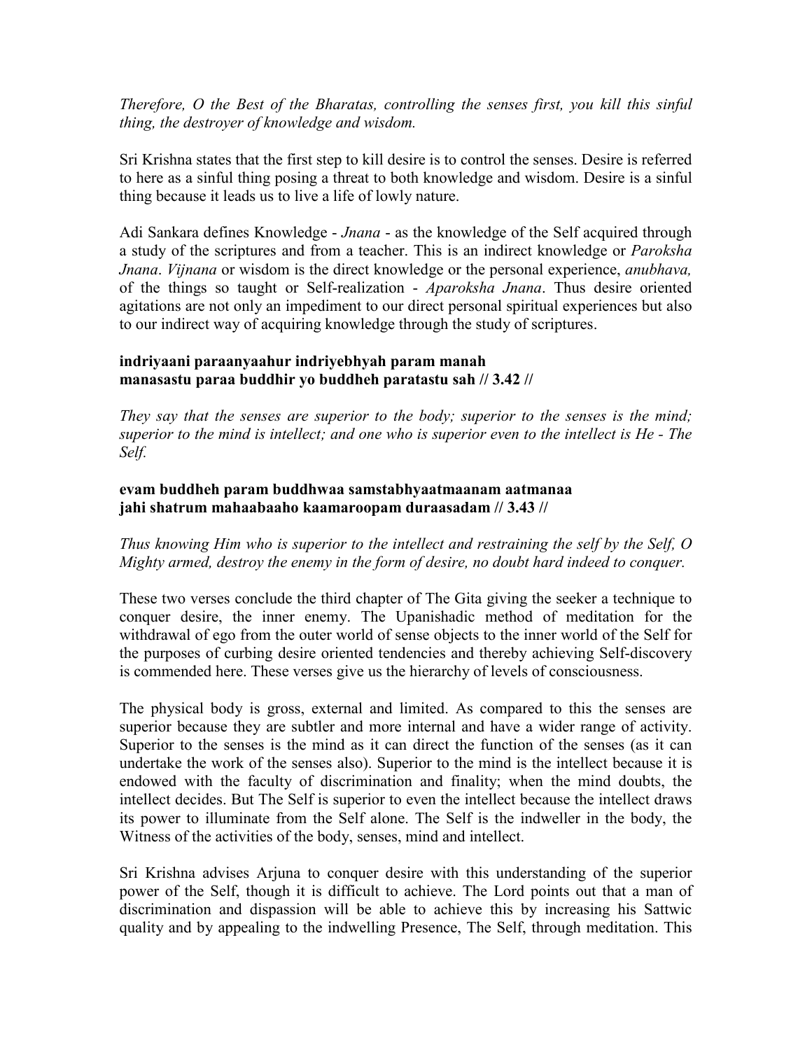*Therefore, O the Best of the Bharatas, controlling the senses first, you kill this sinful thing, the destroyer of knowledge and wisdom.*

Sri Krishna states that the first step to kill desire is to control the senses. Desire is referred to here as a sinful thing posing a threat to both knowledge and wisdom. Desire is a sinful thing because it leads us to live a life of lowly nature.

Adi Sankara defines Knowledge - *Jnana* - as the knowledge of the Self acquired through a study of the scriptures and from a teacher. This is an indirect knowledge or *Paroksha Jnana*. *Vijnana* or wisdom is the direct knowledge or the personal experience, *anubhava,* of the things so taught or Self-realization - *Aparoksha Jnana*. Thus desire oriented agitations are not only an impediment to our direct personal spiritual experiences but also to our indirect way of acquiring knowledge through the study of scriptures.

**indriyaani paraanyaahur indriyebhyah param manah**
**manasastu paraa buddhir yo buddheh paratastu sah // 3.42 //**

*They say that the senses are superior to the body; superior to the senses is the mind; superior to the mind is intellect; and one who is superior even to the intellect is He - The Self.*

**evam buddheh param buddhwaa samstabhyaatmaanam aatmanaa**
**jahi shatrum mahaabaaho kaamaroopam duraasadam // 3.43 //**

*Thus knowing Him who is superior to the intellect and restraining the self by the Self, O Mighty armed, destroy the enemy in the form of desire, no doubt hard indeed to conquer.*

These two verses conclude the third chapter of The Gita giving the seeker a technique to conquer desire, the inner enemy. The Upanishadic method of meditation for the withdrawal of ego from the outer world of sense objects to the inner world of the Self for the purposes of curbing desire oriented tendencies and thereby achieving Self-discovery is commended here. These verses give us the hierarchy of levels of consciousness.

The physical body is gross, external and limited. As compared to this the senses are superior because they are subtler and more internal and have a wider range of activity. Superior to the senses is the mind as it can direct the function of the senses (as it can undertake the work of the senses also). Superior to the mind is the intellect because it is endowed with the faculty of discrimination and finality; when the mind doubts, the intellect decides. But The Self is superior to even the intellect because the intellect draws its power to illuminate from the Self alone. The Self is the indweller in the body, the Witness of the activities of the body, senses, mind and intellect.

Sri Krishna advises Arjuna to conquer desire with this understanding of the superior power of the Self, though it is difficult to achieve. The Lord points out that a man of discrimination and dispassion will be able to achieve this by increasing his Sattwic quality and by appealing to the indwelling Presence, The Self, through meditation. This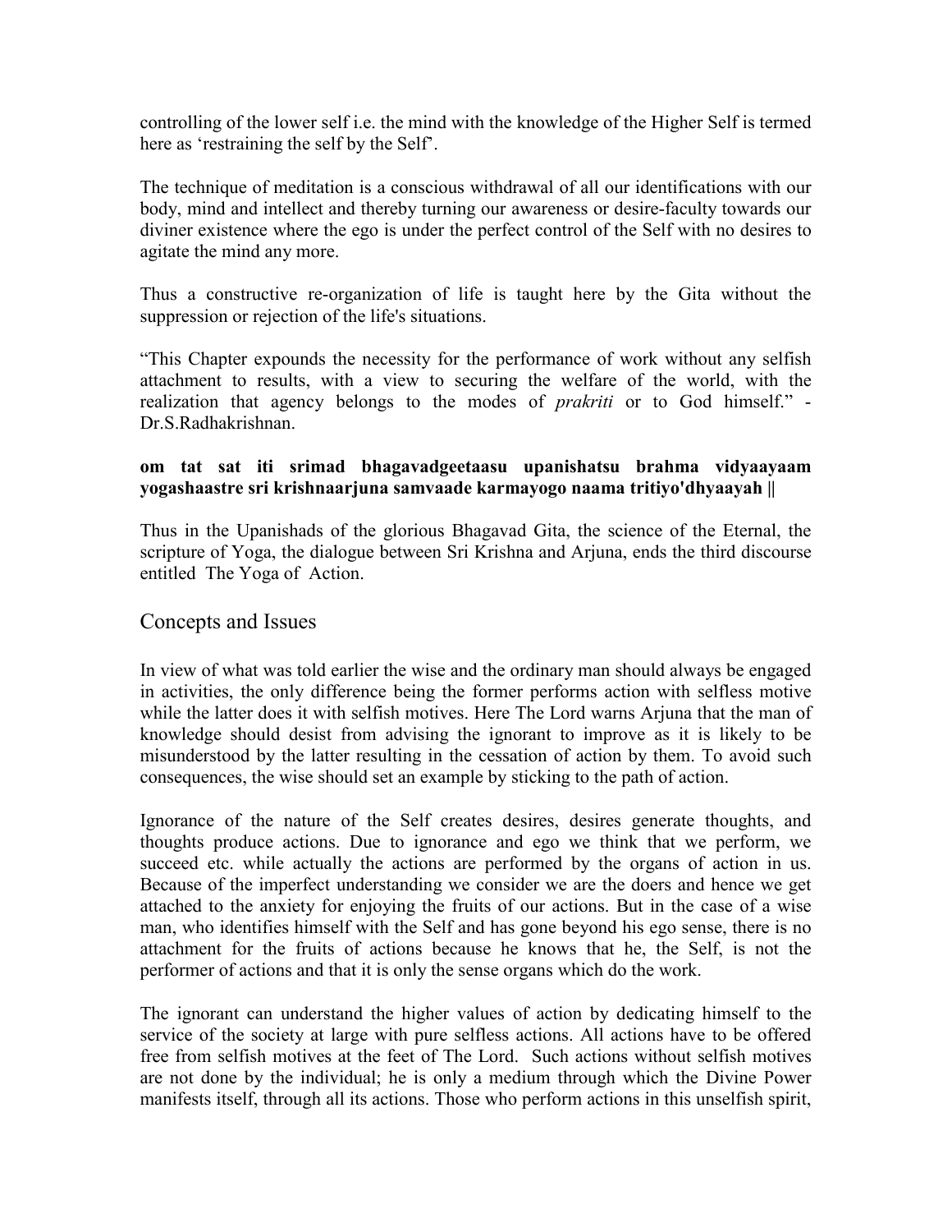controlling of the lower self i.e. the mind with the knowledge of the Higher Self is termed here as 'restraining the self by the Self'.

The technique of meditation is a conscious withdrawal of all our identifications with our body, mind and intellect and thereby turning our awareness or desire-faculty towards our diviner existence where the ego is under the perfect control of the Self with no desires to agitate the mind any more.

Thus a constructive re-organization of life is taught here by the Gita without the suppression or rejection of the life's situations.

"This Chapter expounds the necessity for the performance of work without any selfish attachment to results, with a view to securing the welfare of the world, with the realization that agency belongs to the modes of *prakriti* or to God himself." - Dr.S.Radhakrishnan.

**om tat sat iti srimad bhagavadgeetaasu upanishatsu brahma vidyaayaam yogashaastre sri krishnaarjuna samvaade karmayogo naama tritiyo'dhyaayah ||**

Thus in the Upanishads of the glorious Bhagavad Gita, the science of the Eternal, the scripture of Yoga, the dialogue between Sri Krishna and Arjuna, ends the third discourse entitled The Yoga of Action.

## Concepts and Issues

In view of what was told earlier the wise and the ordinary man should always be engaged in activities, the only difference being the former performs action with selfless motive while the latter does it with selfish motives. Here The Lord warns Arjuna that the man of knowledge should desist from advising the ignorant to improve as it is likely to be misunderstood by the latter resulting in the cessation of action by them. To avoid such consequences, the wise should set an example by sticking to the path of action.

Ignorance of the nature of the Self creates desires, desires generate thoughts, and thoughts produce actions. Due to ignorance and ego we think that we perform, we succeed etc. while actually the actions are performed by the organs of action in us. Because of the imperfect understanding we consider we are the doers and hence we get attached to the anxiety for enjoying the fruits of our actions. But in the case of a wise man, who identifies himself with the Self and has gone beyond his ego sense, there is no attachment for the fruits of actions because he knows that he, the Self, is not the performer of actions and that it is only the sense organs which do the work.

The ignorant can understand the higher values of action by dedicating himself to the service of the society at large with pure selfless actions. All actions have to be offered free from selfish motives at the feet of The Lord. Such actions without selfish motives are not done by the individual; he is only a medium through which the Divine Power manifests itself, through all its actions. Those who perform actions in this unselfish spirit,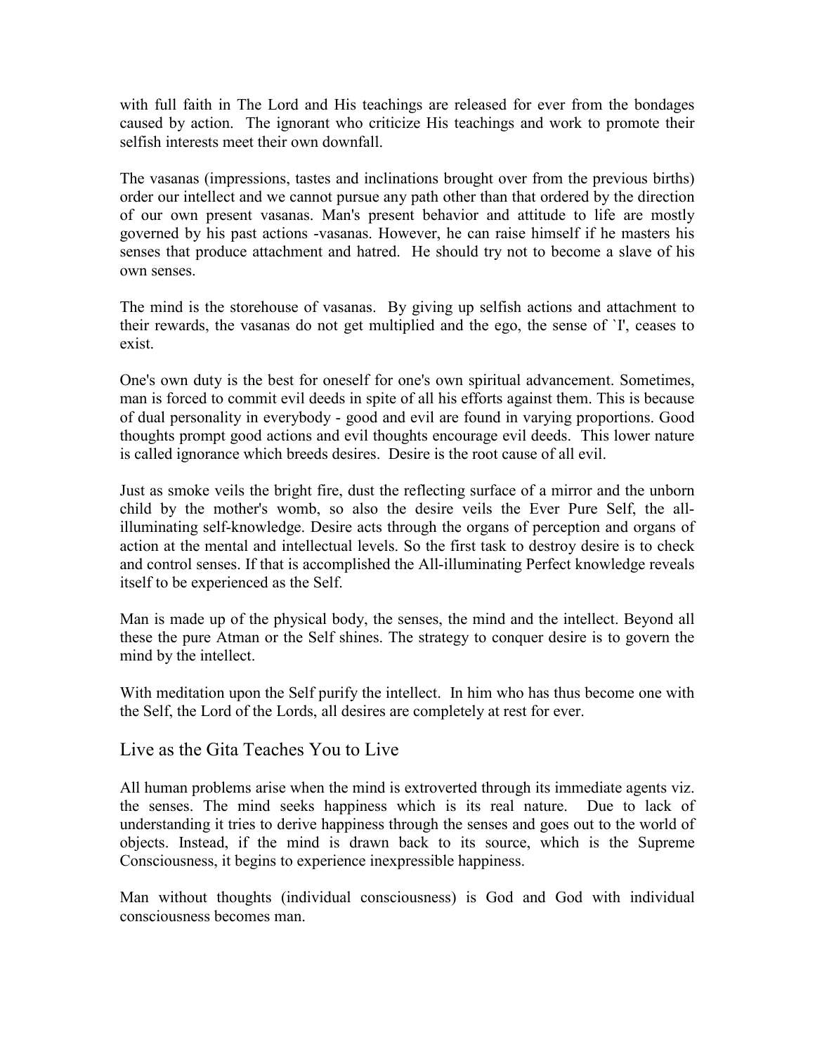with full faith in The Lord and His teachings are released for ever from the bondages caused by action. The ignorant who criticize His teachings and work to promote their selfish interests meet their own downfall.

The vasanas (impressions, tastes and inclinations brought over from the previous births) order our intellect and we cannot pursue any path other than that ordered by the direction of our own present vasanas. Man's present behavior and attitude to life are mostly governed by his past actions -vasanas. However, he can raise himself if he masters his senses that produce attachment and hatred. He should try not to become a slave of his own senses.

The mind is the storehouse of vasanas. By giving up selfish actions and attachment to their rewards, the vasanas do not get multiplied and the ego, the sense of `I', ceases to exist.

One's own duty is the best for oneself for one's own spiritual advancement. Sometimes, man is forced to commit evil deeds in spite of all his efforts against them. This is because of dual personality in everybody - good and evil are found in varying proportions. Good thoughts prompt good actions and evil thoughts encourage evil deeds. This lower nature is called ignorance which breeds desires. Desire is the root cause of all evil.

Just as smoke veils the bright fire, dust the reflecting surface of a mirror and the unborn child by the mother's womb, so also the desire veils the Ever Pure Self, the all-illuminating self-knowledge. Desire acts through the organs of perception and organs of action at the mental and intellectual levels. So the first task to destroy desire is to check and control senses. If that is accomplished the All-illuminating Perfect knowledge reveals itself to be experienced as the Self.

Man is made up of the physical body, the senses, the mind and the intellect. Beyond all these the pure Atman or the Self shines. The strategy to conquer desire is to govern the mind by the intellect.

With meditation upon the Self purify the intellect. In him who has thus become one with the Self, the Lord of the Lords, all desires are completely at rest for ever.

## Live as the Gita Teaches You to Live

All human problems arise when the mind is extroverted through its immediate agents viz. the senses. The mind seeks happiness which is its real nature. Due to lack of understanding it tries to derive happiness through the senses and goes out to the world of objects. Instead, if the mind is drawn back to its source, which is the Supreme Consciousness, it begins to experience inexpressible happiness.

Man without thoughts (individual consciousness) is God and God with individual consciousness becomes man.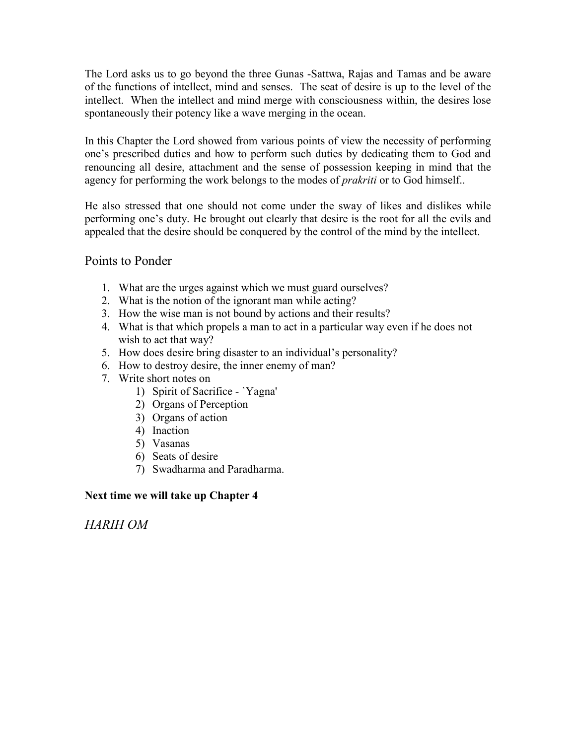The Lord asks us to go beyond the three Gunas -Sattwa, Rajas and Tamas and be aware of the functions of intellect, mind and senses. The seat of desire is up to the level of the intellect. When the intellect and mind merge with consciousness within, the desires lose spontaneously their potency like a wave merging in the ocean.

In this Chapter the Lord showed from various points of view the necessity of performing one's prescribed duties and how to perform such duties by dedicating them to God and renouncing all desire, attachment and the sense of possession keeping in mind that the agency for performing the work belongs to the modes of *prakriti* or to God himself..

He also stressed that one should not come under the sway of likes and dislikes while performing one's duty. He brought out clearly that desire is the root for all the evils and appealed that the desire should be conquered by the control of the mind by the intellect.

## Points to Ponder

1. What are the urges against which we must guard ourselves?
2. What is the notion of the ignorant man while acting?
3. How the wise man is not bound by actions and their results?
4. What is that which propels a man to act in a particular way even if he does not wish to act that way?
5. How does desire bring disaster to an individual's personality?
6. How to destroy desire, the inner enemy of man?
7. Write short notes on
    1) Spirit of Sacrifice - `Yagna'
    2) Organs of Perception
    3) Organs of action
    4) Inaction
    5) Vasanas
    6) Seats of desire
    7) Swadharma and Paradharma.

**Next time we will take up Chapter 4**

*HARIH OM*